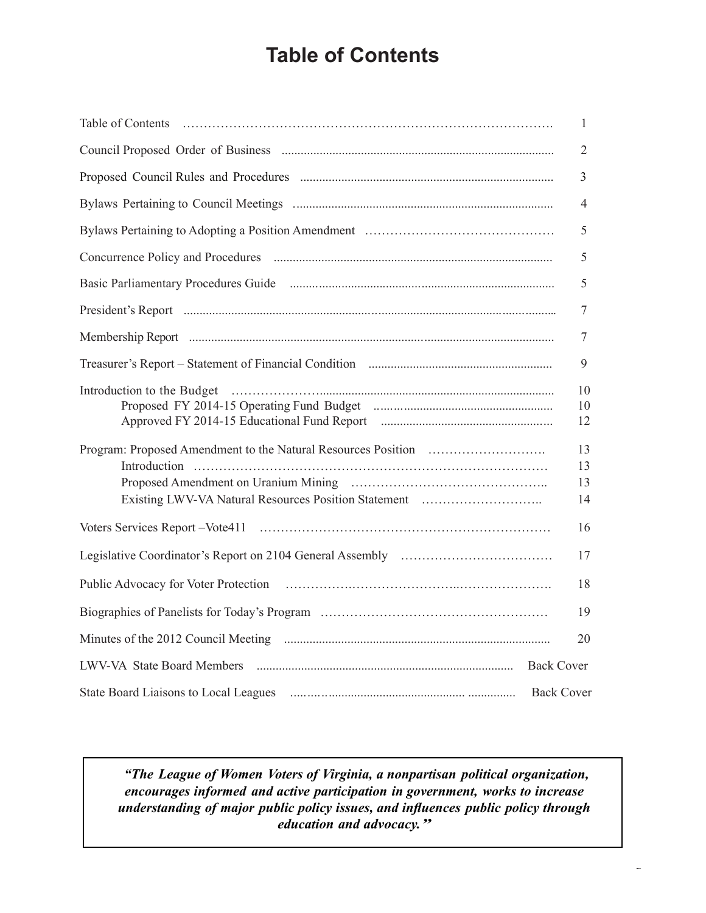# Table of Contents

| | |
|---|---|
| Table of Contents | 1 |
| Council Proposed Order of Business | 2 |
| Proposed Council Rules and Procedures | 3 |
| Bylaws Pertaining to Council Meetings | 4 |
| Bylaws Pertaining to Adopting a Position Amendment | 5 |
| Concurrence Policy and Procedures | 5 |
| Basic Parliamentary Procedures Guide | 5 |
| President's Report | 7 |
| Membership Report | 7 |
| Treasurer's Report – Statement of Financial Condition | 9 |
| Introduction to the Budget | 10 |
| Proposed FY 2014-15 Operating Fund Budget | 10 |
| Approved FY 2014-15 Educational Fund Report | 12 |
| Program: Proposed Amendment to the Natural Resources Position | 13 |
| Introduction | 13 |
| Proposed Amendment on Uranium Mining | 13 |
| Existing LWV-VA Natural Resources Position Statement | 14 |
| Voters Services Report –Vote411 | 16 |
| Legislative Coordinator's Report on 2104 General Assembly | 17 |
| Public Advocacy for Voter Protection | 18 |
| Biographies of Panelists for Today's Program | 19 |
| Minutes of the 2012 Council Meeting | 20 |
| LWV-VA State Board Members | Back Cover |
| State Board Liaisons to Local Leagues | Back Cover |

***"The League of Women Voters of Virginia, a nonpartisan political organization, encourages informed and active participation in government, works to increase understanding of major public policy issues, and influences public policy through education and advocacy."***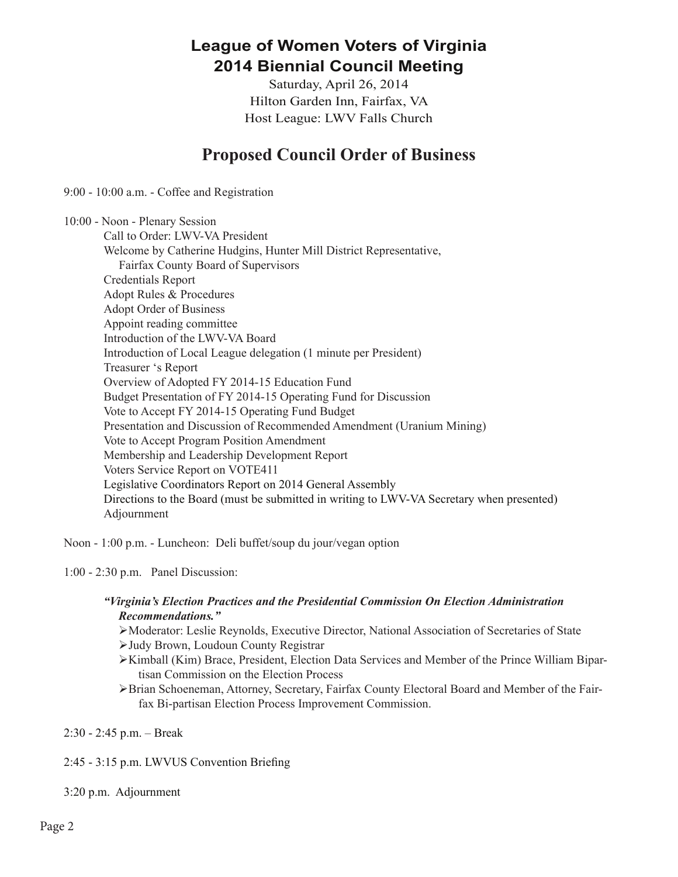# League of Women Voters of Virginia
# 2014 Biennial Council Meeting

Saturday, April 26, 2014
Hilton Garden Inn, Fairfax, VA
Host League: LWV Falls Church

## Proposed Council Order of Business

9:00 - 10:00 a.m. - Coffee and Registration

10:00 - Noon - Plenary Session

- Call to Order: LWV-VA President
- Welcome by Catherine Hudgins, Hunter Mill District Representative, Fairfax County Board of Supervisors
- Credentials Report
- Adopt Rules & Procedures
- Adopt Order of Business
- Appoint reading committee
- Introduction of the LWV-VA Board
- Introduction of Local League delegation (1 minute per President)
- Treasurer 's Report
- Overview of Adopted FY 2014-15 Education Fund
- Budget Presentation of FY 2014-15 Operating Fund for Discussion
- Vote to Accept FY 2014-15 Operating Fund Budget
- Presentation and Discussion of Recommended Amendment (Uranium Mining)
- Vote to Accept Program Position Amendment
- Membership and Leadership Development Report
- Voters Service Report on VOTE411
- Legislative Coordinators Report on 2014 General Assembly
- Directions to the Board (must be submitted in writing to LWV-VA Secretary when presented)
- Adjournment

Noon - 1:00 p.m. - Luncheon: Deli buffet/soup du jour/vegan option

1:00 - 2:30 p.m. Panel Discussion:

***"Virginia's Election Practices and the Presidential Commission On Election Administration Recommendations."***

- Moderator: Leslie Reynolds, Executive Director, National Association of Secretaries of State
- Judy Brown, Loudoun County Registrar
- Kimball (Kim) Brace, President, Election Data Services and Member of the Prince William Bipartisan Commission on the Election Process
- Brian Schoeneman, Attorney, Secretary, Fairfax County Electoral Board and Member of the Fairfax Bi-partisan Election Process Improvement Commission.

2:30 - 2:45 p.m. – Break

2:45 - 3:15 p.m. LWVUS Convention Briefing

3:20 p.m. Adjournment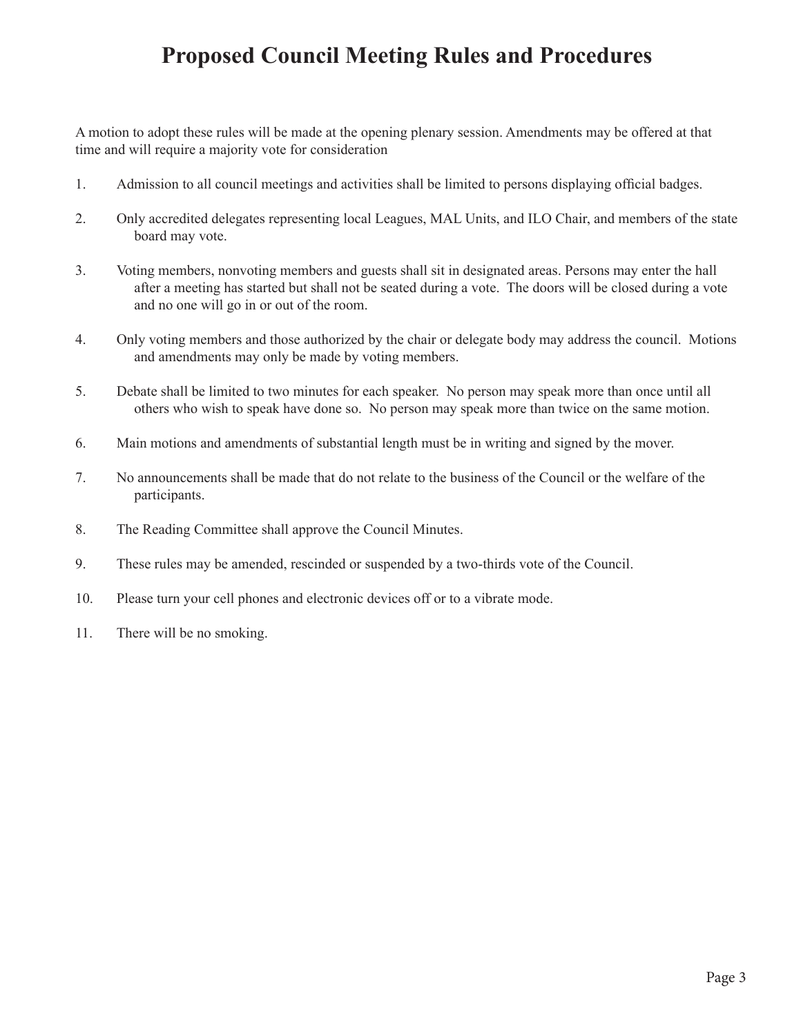# Proposed Council Meeting Rules and Procedures

A motion to adopt these rules will be made at the opening plenary session. Amendments may be offered at that time and will require a majority vote for consideration

1. Admission to all council meetings and activities shall be limited to persons displaying official badges.

2. Only accredited delegates representing local Leagues, MAL Units, and ILO Chair, and members of the state board may vote.

3. Voting members, nonvoting members and guests shall sit in designated areas. Persons may enter the hall after a meeting has started but shall not be seated during a vote. The doors will be closed during a vote and no one will go in or out of the room.

4. Only voting members and those authorized by the chair or delegate body may address the council. Motions and amendments may only be made by voting members.

5. Debate shall be limited to two minutes for each speaker. No person may speak more than once until all others who wish to speak have done so. No person may speak more than twice on the same motion.

6. Main motions and amendments of substantial length must be in writing and signed by the mover.

7. No announcements shall be made that do not relate to the business of the Council or the welfare of the participants.

8. The Reading Committee shall approve the Council Minutes.

9. These rules may be amended, rescinded or suspended by a two-thirds vote of the Council.

10. Please turn your cell phones and electronic devices off or to a vibrate mode.

11. There will be no smoking.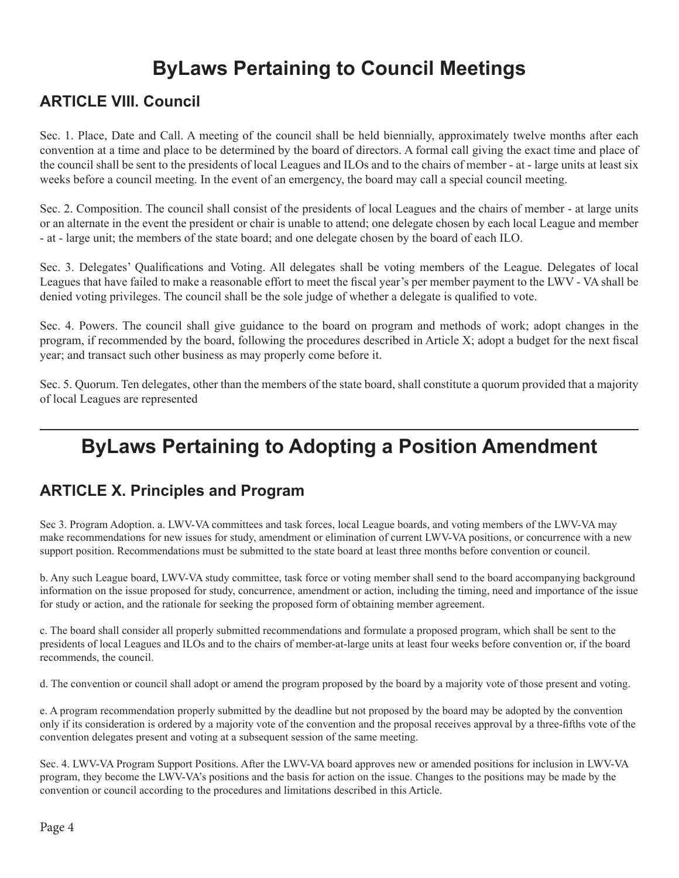# ByLaws Pertaining to Council Meetings

## ARTICLE VIII. Council

Sec. 1. Place, Date and Call. A meeting of the council shall be held biennially, approximately twelve months after each convention at a time and place to be determined by the board of directors. A formal call giving the exact time and place of the council shall be sent to the presidents of local Leagues and ILOs and to the chairs of member - at - large units at least six weeks before a council meeting. In the event of an emergency, the board may call a special council meeting.

Sec. 2. Composition. The council shall consist of the presidents of local Leagues and the chairs of member - at large units or an alternate in the event the president or chair is unable to attend; one delegate chosen by each local League and member - at - large unit; the members of the state board; and one delegate chosen by the board of each ILO.

Sec. 3. Delegates' Qualifications and Voting. All delegates shall be voting members of the League. Delegates of local Leagues that have failed to make a reasonable effort to meet the fiscal year's per member payment to the LWV - VA shall be denied voting privileges. The council shall be the sole judge of whether a delegate is qualified to vote.

Sec. 4. Powers. The council shall give guidance to the board on program and methods of work; adopt changes in the program, if recommended by the board, following the procedures described in Article X; adopt a budget for the next fiscal year; and transact such other business as may properly come before it.

Sec. 5. Quorum. Ten delegates, other than the members of the state board, shall constitute a quorum provided that a majority of local Leagues are represented

---

# ByLaws Pertaining to Adopting a Position Amendment

## ARTICLE X. Principles and Program

Sec 3. Program Adoption. a. LWV-VA committees and task forces, local League boards, and voting members of the LWV-VA may make recommendations for new issues for study, amendment or elimination of current LWV-VA positions, or concurrence with a new support position. Recommendations must be submitted to the state board at least three months before convention or council.

b. Any such League board, LWV-VA study committee, task force or voting member shall send to the board accompanying background information on the issue proposed for study, concurrence, amendment or action, including the timing, need and importance of the issue for study or action, and the rationale for seeking the proposed form of obtaining member agreement.

c. The board shall consider all properly submitted recommendations and formulate a proposed program, which shall be sent to the presidents of local Leagues and ILOs and to the chairs of member-at-large units at least four weeks before convention or, if the board recommends, the council.

d. The convention or council shall adopt or amend the program proposed by the board by a majority vote of those present and voting.

e. A program recommendation properly submitted by the deadline but not proposed by the board may be adopted by the convention only if its consideration is ordered by a majority vote of the convention and the proposal receives approval by a three-fifths vote of the convention delegates present and voting at a subsequent session of the same meeting.

Sec. 4. LWV-VA Program Support Positions. After the LWV-VA board approves new or amended positions for inclusion in LWV-VA program, they become the LWV-VA's positions and the basis for action on the issue. Changes to the positions may be made by the convention or council according to the procedures and limitations described in this Article.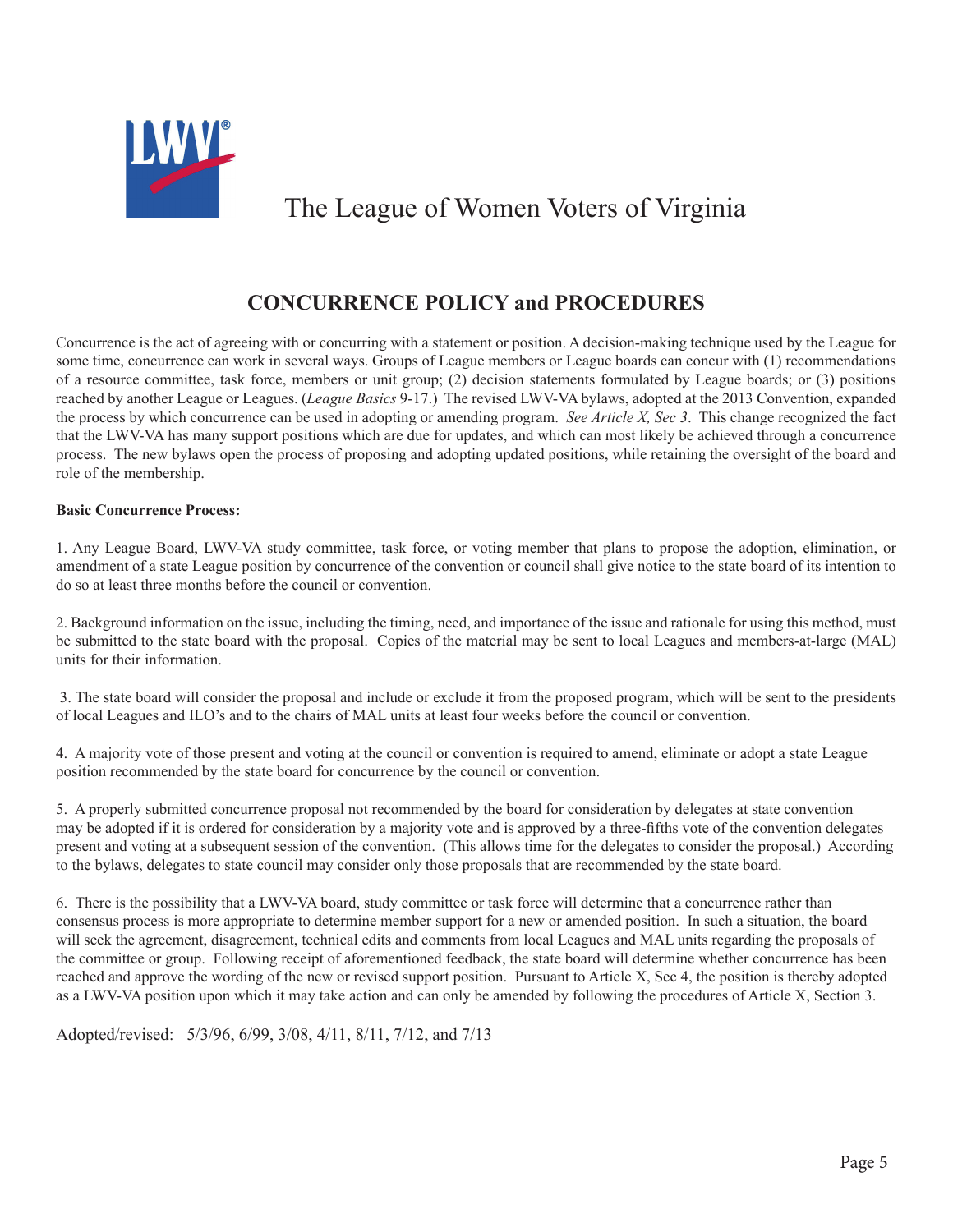The League of Women Voters of Virginia

## CONCURRENCE POLICY and PROCEDURES

Concurrence is the act of agreeing with or concurring with a statement or position. A decision-making technique used by the League for some time, concurrence can work in several ways. Groups of League members or League boards can concur with (1) recommendations of a resource committee, task force, members or unit group; (2) decision statements formulated by League boards; or (3) positions reached by another League or Leagues. (*League Basics* 9-17.) The revised LWV-VA bylaws, adopted at the 2013 Convention, expanded the process by which concurrence can be used in adopting or amending program. *See Article X, Sec 3*. This change recognized the fact that the LWV-VA has many support positions which are due for updates, and which can most likely be achieved through a concurrence process. The new bylaws open the process of proposing and adopting updated positions, while retaining the oversight of the board and role of the membership.

**Basic Concurrence Process:**

1. Any League Board, LWV-VA study committee, task force, or voting member that plans to propose the adoption, elimination, or amendment of a state League position by concurrence of the convention or council shall give notice to the state board of its intention to do so at least three months before the council or convention.

2. Background information on the issue, including the timing, need, and importance of the issue and rationale for using this method, must be submitted to the state board with the proposal. Copies of the material may be sent to local Leagues and members-at-large (MAL) units for their information.

3. The state board will consider the proposal and include or exclude it from the proposed program, which will be sent to the presidents of local Leagues and ILO's and to the chairs of MAL units at least four weeks before the council or convention.

4. A majority vote of those present and voting at the council or convention is required to amend, eliminate or adopt a state League position recommended by the state board for concurrence by the council or convention.

5. A properly submitted concurrence proposal not recommended by the board for consideration by delegates at state convention may be adopted if it is ordered for consideration by a majority vote and is approved by a three-fifths vote of the convention delegates present and voting at a subsequent session of the convention. (This allows time for the delegates to consider the proposal.) According to the bylaws, delegates to state council may consider only those proposals that are recommended by the state board.

6. There is the possibility that a LWV-VA board, study committee or task force will determine that a concurrence rather than consensus process is more appropriate to determine member support for a new or amended position. In such a situation, the board will seek the agreement, disagreement, technical edits and comments from local Leagues and MAL units regarding the proposals of the committee or group. Following receipt of aforementioned feedback, the state board will determine whether concurrence has been reached and approve the wording of the new or revised support position. Pursuant to Article X, Sec 4, the position is thereby adopted as a LWV-VA position upon which it may take action and can only be amended by following the procedures of Article X, Section 3.

Adopted/revised: 5/3/96, 6/99, 3/08, 4/11, 8/11, 7/12, and 7/13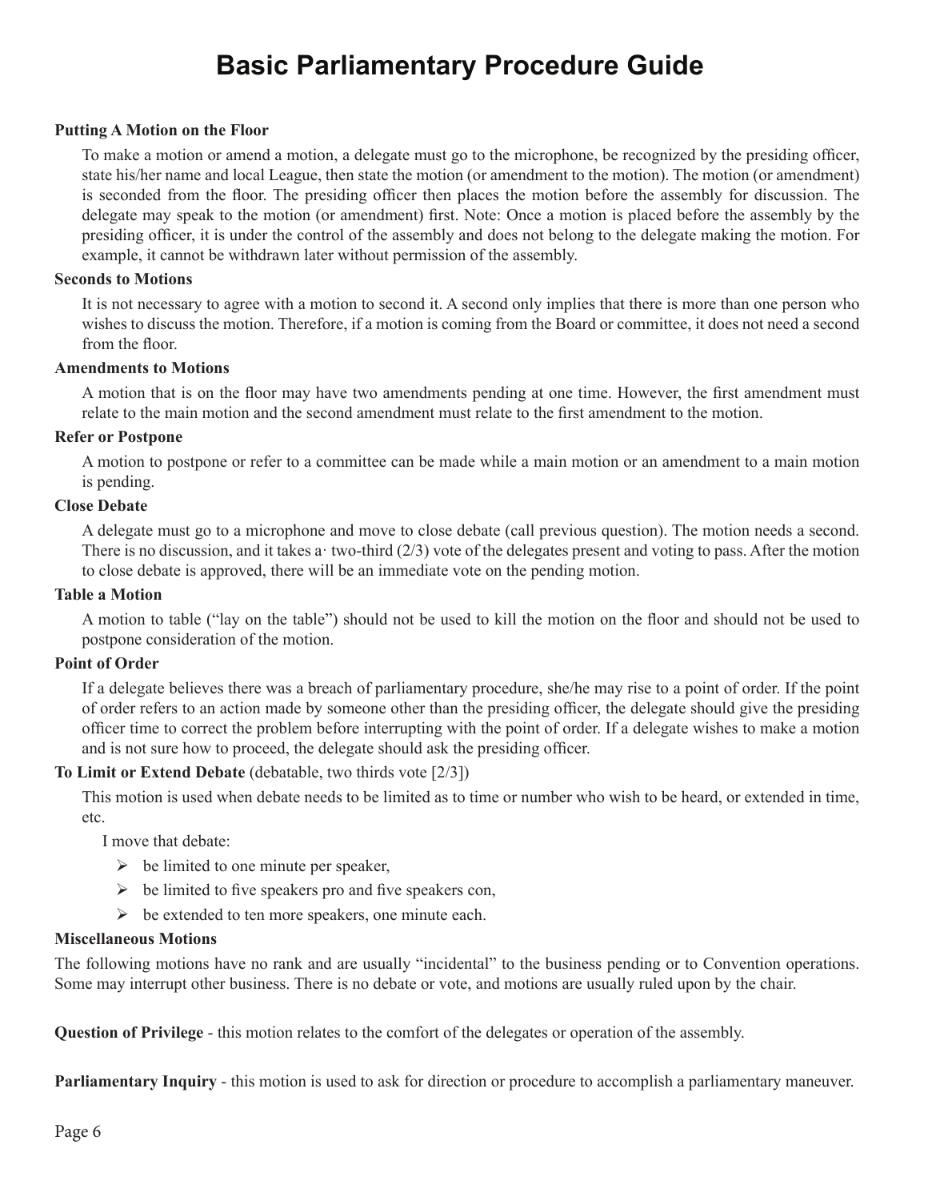# Basic Parliamentary Procedure Guide

### Putting A Motion on the Floor

To make a motion or amend a motion, a delegate must go to the microphone, be recognized by the presiding officer, state his/her name and local League, then state the motion (or amendment to the motion). The motion (or amendment) is seconded from the floor. The presiding officer then places the motion before the assembly for discussion. The delegate may speak to the motion (or amendment) first. Note: Once a motion is placed before the assembly by the presiding officer, it is under the control of the assembly and does not belong to the delegate making the motion. For example, it cannot be withdrawn later without permission of the assembly.

### Seconds to Motions

It is not necessary to agree with a motion to second it. A second only implies that there is more than one person who wishes to discuss the motion. Therefore, if a motion is coming from the Board or committee, it does not need a second from the floor.

### Amendments to Motions

A motion that is on the floor may have two amendments pending at one time. However, the first amendment must relate to the main motion and the second amendment must relate to the first amendment to the motion.

### Refer or Postpone

A motion to postpone or refer to a committee can be made while a main motion or an amendment to a main motion is pending.

### Close Debate

A delegate must go to a microphone and move to close debate (call previous question). The motion needs a second. There is no discussion, and it takes a· two-third (2/3) vote of the delegates present and voting to pass. After the motion to close debate is approved, there will be an immediate vote on the pending motion.

### Table a Motion

A motion to table ("lay on the table") should not be used to kill the motion on the floor and should not be used to postpone consideration of the motion.

### Point of Order

If a delegate believes there was a breach of parliamentary procedure, she/he may rise to a point of order. If the point of order refers to an action made by someone other than the presiding officer, the delegate should give the presiding officer time to correct the problem before interrupting with the point of order. If a delegate wishes to make a motion and is not sure how to proceed, the delegate should ask the presiding officer.

### To Limit or Extend Debate (debatable, two thirds vote [2/3])

This motion is used when debate needs to be limited as to time or number who wish to be heard, or extended in time, etc.

I move that debate:

- be limited to one minute per speaker,
- be limited to five speakers pro and five speakers con,
- be extended to ten more speakers, one minute each.

### Miscellaneous Motions

The following motions have no rank and are usually "incidental" to the business pending or to Convention operations. Some may interrupt other business. There is no debate or vote, and motions are usually ruled upon by the chair.

**Question of Privilege** - this motion relates to the comfort of the delegates or operation of the assembly.

**Parliamentary Inquiry** - this motion is used to ask for direction or procedure to accomplish a parliamentary maneuver.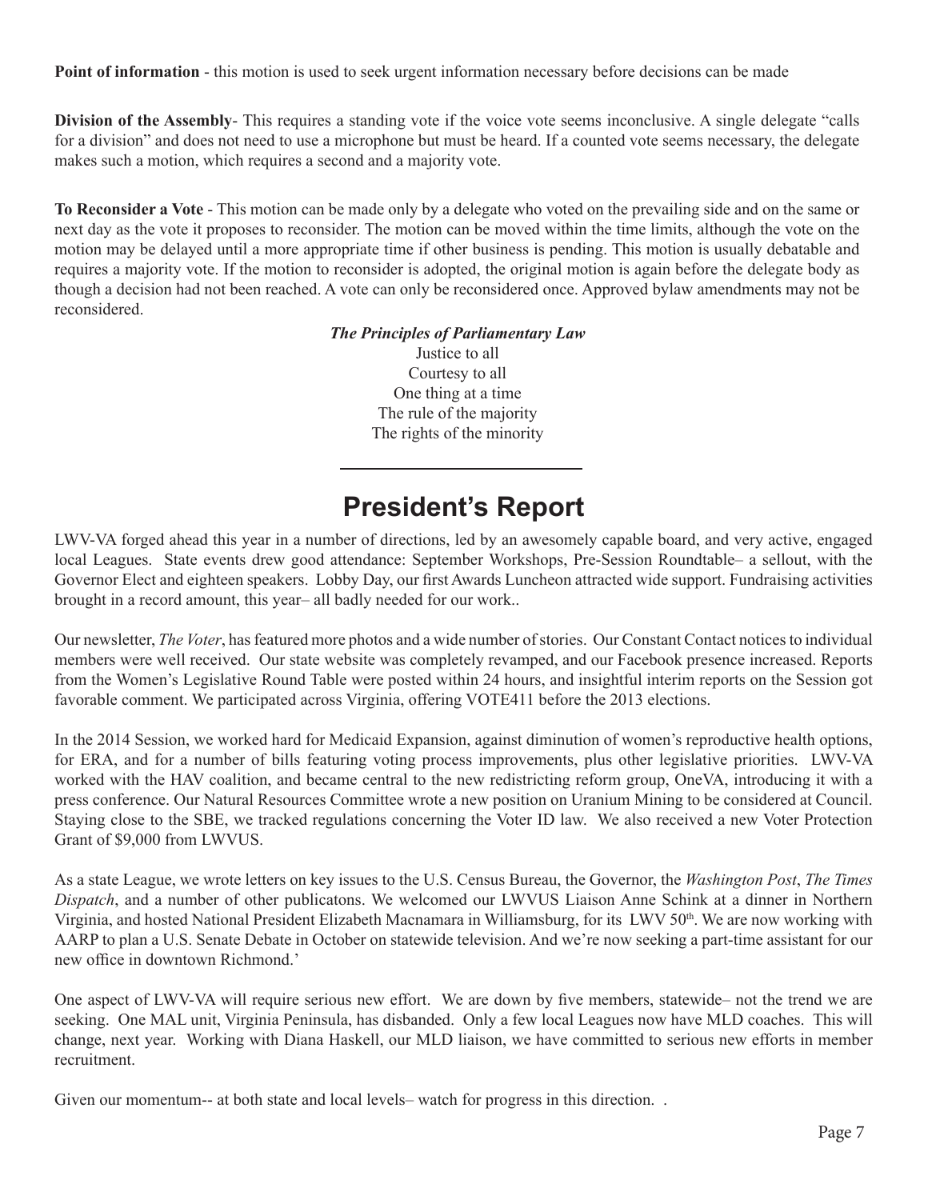**Point of information** - this motion is used to seek urgent information necessary before decisions can be made

**Division of the Assembly**- This requires a standing vote if the voice vote seems inconclusive. A single delegate "calls for a division" and does not need to use a microphone but must be heard. If a counted vote seems necessary, the delegate makes such a motion, which requires a second and a majority vote.

**To Reconsider a Vote** - This motion can be made only by a delegate who voted on the prevailing side and on the same or next day as the vote it proposes to reconsider. The motion can be moved within the time limits, although the vote on the motion may be delayed until a more appropriate time if other business is pending. This motion is usually debatable and requires a majority vote. If the motion to reconsider is adopted, the original motion is again before the delegate body as though a decision had not been reached. A vote can only be reconsidered once. Approved bylaw amendments may not be reconsidered.

***The Principles of Parliamentary Law***

Justice to all
Courtesy to all
One thing at a time
The rule of the majority
The rights of the minority

---

# President's Report

LWV-VA forged ahead this year in a number of directions, led by an awesomely capable board, and very active, engaged local Leagues. State events drew good attendance: September Workshops, Pre-Session Roundtable– a sellout, with the Governor Elect and eighteen speakers. Lobby Day, our first Awards Luncheon attracted wide support. Fundraising activities brought in a record amount, this year– all badly needed for our work..

Our newsletter, *The Voter*, has featured more photos and a wide number of stories. Our Constant Contact notices to individual members were well received. Our state website was completely revamped, and our Facebook presence increased. Reports from the Women's Legislative Round Table were posted within 24 hours, and insightful interim reports on the Session got favorable comment. We participated across Virginia, offering VOTE411 before the 2013 elections.

In the 2014 Session, we worked hard for Medicaid Expansion, against diminution of women's reproductive health options, for ERA, and for a number of bills featuring voting process improvements, plus other legislative priorities. LWV-VA worked with the HAV coalition, and became central to the new redistricting reform group, OneVA, introducing it with a press conference. Our Natural Resources Committee wrote a new position on Uranium Mining to be considered at Council. Staying close to the SBE, we tracked regulations concerning the Voter ID law. We also received a new Voter Protection Grant of $9,000 from LWVUS.

As a state League, we wrote letters on key issues to the U.S. Census Bureau, the Governor, the *Washington Post*, *The Times Dispatch*, and a number of other publicatons. We welcomed our LWVUS Liaison Anne Schink at a dinner in Northern Virginia, and hosted National President Elizabeth Macnamara in Williamsburg, for its LWV 50th. We are now working with AARP to plan a U.S. Senate Debate in October on statewide television. And we're now seeking a part-time assistant for our new office in downtown Richmond.'

One aspect of LWV-VA will require serious new effort. We are down by five members, statewide– not the trend we are seeking. One MAL unit, Virginia Peninsula, has disbanded. Only a few local Leagues now have MLD coaches. This will change, next year. Working with Diana Haskell, our MLD liaison, we have committed to serious new efforts in member recruitment.

Given our momentum-- at both state and local levels– watch for progress in this direction. .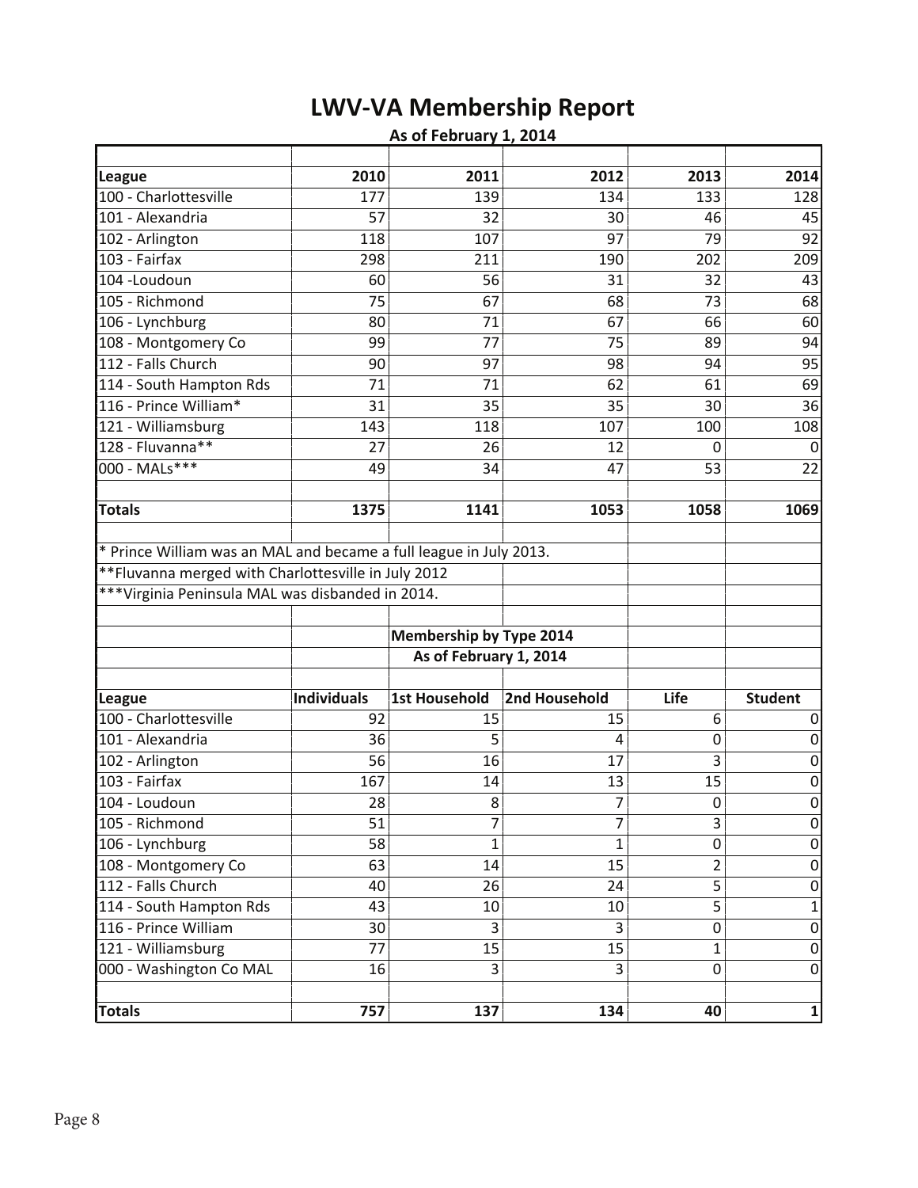# LWV-VA Membership Report

**As of February 1, 2014**

| League | 2010 | 2011 | 2012 | 2013 | 2014 |
|---|---|---|---|---|---|
| 100 - Charlottesville | 177 | 139 | 134 | 133 | 128 |
| 101 - Alexandria | 57 | 32 | 30 | 46 | 45 |
| 102 - Arlington | 118 | 107 | 97 | 79 | 92 |
| 103 - Fairfax | 298 | 211 | 190 | 202 | 209 |
| 104 -Loudoun | 60 | 56 | 31 | 32 | 43 |
| 105 - Richmond | 75 | 67 | 68 | 73 | 68 |
| 106 - Lynchburg | 80 | 71 | 67 | 66 | 60 |
| 108 - Montgomery Co | 99 | 77 | 75 | 89 | 94 |
| 112 - Falls Church | 90 | 97 | 98 | 94 | 95 |
| 114 - South Hampton Rds | 71 | 71 | 62 | 61 | 69 |
| 116 - Prince William* | 31 | 35 | 35 | 30 | 36 |
| 121 - Williamsburg | 143 | 118 | 107 | 100 | 108 |
| 128 - Fluvanna** | 27 | 26 | 12 | 0 | 0 |
| 000 - MALs*** | 49 | 34 | 47 | 53 | 22 |
| **Totals** | **1375** | **1141** | **1053** | **1058** | **1069** |

\* Prince William was an MAL and became a full league in July 2013.

** Fluvanna merged with Charlottesville in July 2012

*** Virginia Peninsula MAL was disbanded in 2014.

**Membership by Type 2014**

**As of February 1, 2014**

| League | Individuals | 1st Household | 2nd Household | Life | Student |
|---|---|---|---|---|---|
| 100 - Charlottesville | 92 | 15 | 15 | 6 | 0 |
| 101 - Alexandria | 36 | 5 | 4 | 0 | 0 |
| 102 - Arlington | 56 | 16 | 17 | 3 | 0 |
| 103 - Fairfax | 167 | 14 | 13 | 15 | 0 |
| 104 - Loudoun | 28 | 8 | 7 | 0 | 0 |
| 105 - Richmond | 51 | 7 | 7 | 3 | 0 |
| 106 - Lynchburg | 58 | 1 | 1 | 0 | 0 |
| 108 - Montgomery Co | 63 | 14 | 15 | 2 | 0 |
| 112 - Falls Church | 40 | 26 | 24 | 5 | 0 |
| 114 - South Hampton Rds | 43 | 10 | 10 | 5 | 1 |
| 116 - Prince William | 30 | 3 | 3 | 0 | 0 |
| 121 - Williamsburg | 77 | 15 | 15 | 1 | 0 |
| 000 - Washington Co MAL | 16 | 3 | 3 | 0 | 0 |
| **Totals** | **757** | **137** | **134** | **40** | **1** |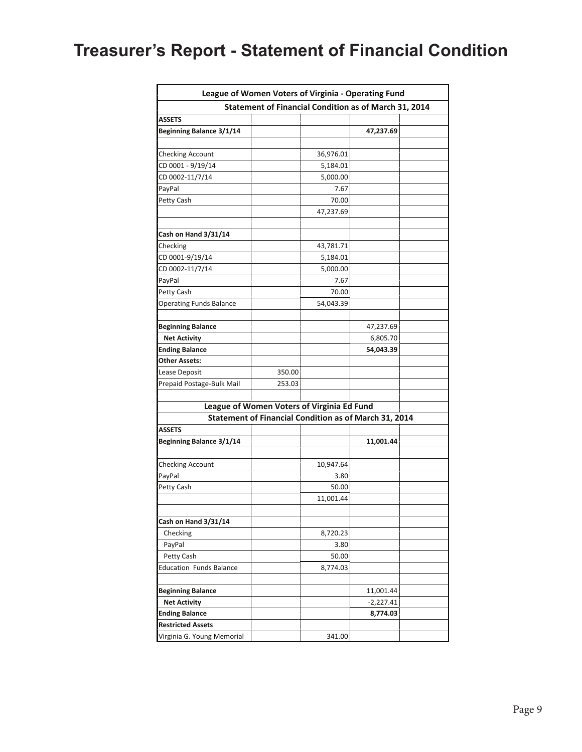# Treasurer's Report - Statement of Financial Condition

| League of Women Voters of Virginia - Operating Fund | | | | |
|---|---|---|---|---|
| **Statement of Financial Condition as of March 31, 2014** | | | | |
| **ASSETS** | | | | |
| **Beginning Balance 3/1/14** | | | **47,237.69** | |
| | | | | |
| Checking Account | | 36,976.01 | | |
| CD 0001 - 9/19/14 | | 5,184.01 | | |
| CD 0002-11/7/14 | | 5,000.00 | | |
| PayPal | | 7.67 | | |
| Petty Cash | | 70.00 | | |
| | | 47,237.69 | | |
| | | | | |
| **Cash on Hand 3/31/14** | | | | |
| Checking | | 43,781.71 | | |
| CD 0001-9/19/14 | | 5,184.01 | | |
| CD 0002-11/7/14 | | 5,000.00 | | |
| PayPal | | 7.67 | | |
| Petty Cash | | 70.00 | | |
| Operating Funds Balance | | 54,043.39 | | |
| | | | | |
| **Beginning Balance** | | | 47,237.69 | |
| **Net Activity** | | | 6,805.70 | |
| **Ending Balance** | | | **54,043.39** | |
| **Other Assets:** | | | | |
| Lease Deposit | 350.00 | | | |
| Prepaid Postage-Bulk Mail | 253.03 | | | |
| | | | | |
| **League of Women Voters of Virginia Ed Fund** | | | | |
| **Statement of Financial Condition as of March 31, 2014** | | | | |
| **ASSETS** | | | | |
| **Beginning Balance 3/1/14** | | | **11,001.44** | |
| | | | | |
| Checking Account | | 10,947.64 | | |
| PayPal | | 3.80 | | |
| Petty Cash | | 50.00 | | |
| | | 11,001.44 | | |
| | | | | |
| **Cash on Hand 3/31/14** | | | | |
| Checking | | 8,720.23 | | |
| PayPal | | 3.80 | | |
| Petty Cash | | 50.00 | | |
| Education Funds Balance | | 8,774.03 | | |
| | | | | |
| **Beginning Balance** | | | 11,001.44 | |
| **Net Activity** | | | -2,227.41 | |
| **Ending Balance** | | | **8,774.03** | |
| **Restricted Assets** | | | | |
| Virginia G. Young Memorial | | 341.00 | | |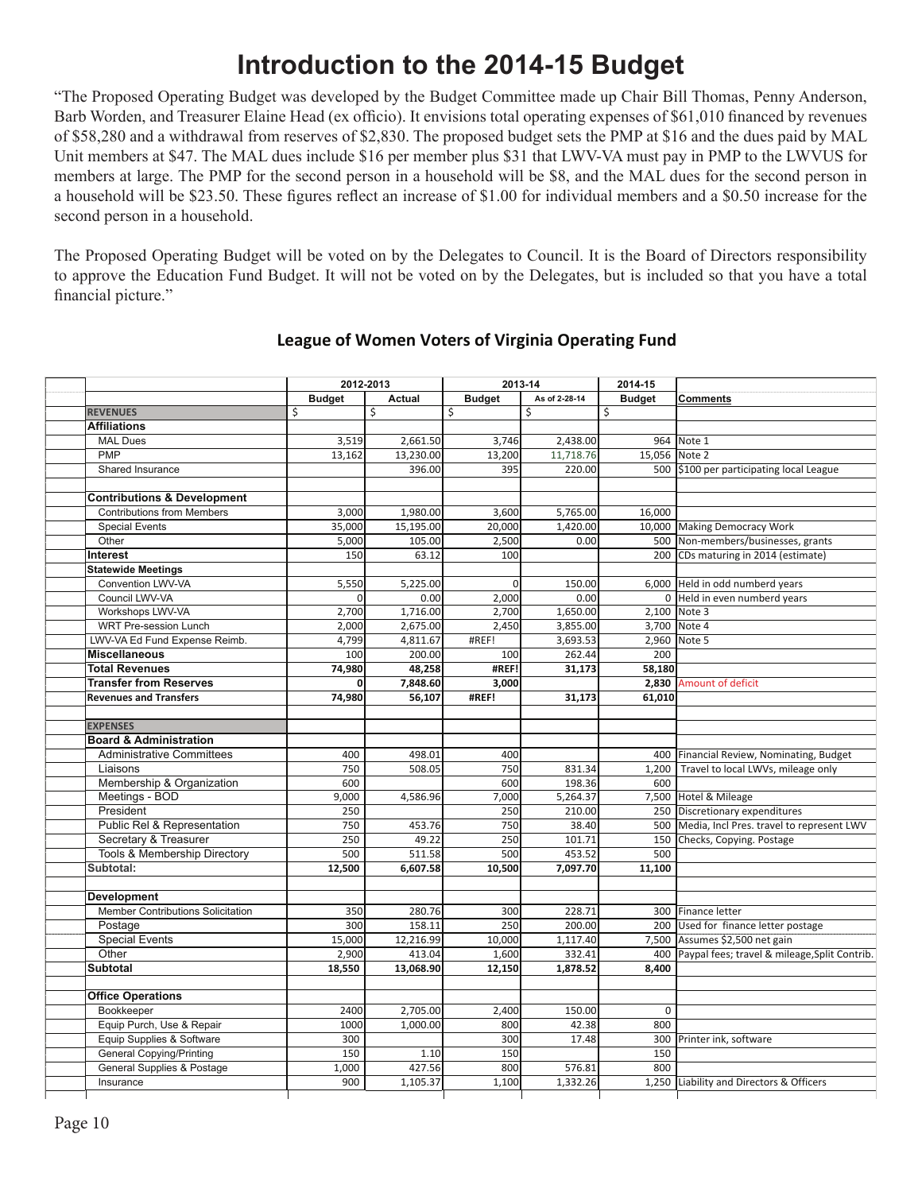# Introduction to the 2014-15 Budget

"The Proposed Operating Budget was developed by the Budget Committee made up Chair Bill Thomas, Penny Anderson, Barb Worden, and Treasurer Elaine Head (ex officio). It envisions total operating expenses of $61,010 financed by revenues of $58,280 and a withdrawal from reserves of $2,830. The proposed budget sets the PMP at $16 and the dues paid by MAL Unit members at $47. The MAL dues include $16 per member plus $31 that LWV-VA must pay in PMP to the LWVUS for members at large. The PMP for the second person in a household will be $8, and the MAL dues for the second person in a household will be $23.50. These figures reflect an increase of $1.00 for individual members and a $0.50 increase for the second person in a household.

The Proposed Operating Budget will be voted on by the Delegates to Council. It is the Board of Directors responsibility to approve the Education Fund Budget. It will not be voted on by the Delegates, but is included so that you have a total financial picture."

## League of Women Voters of Virginia Operating Fund

| | 2012-2013 | | 2013-14 | | 2014-15 | |
|---|---|---|---|---|---|---|
| | **Budget** | **Actual** | **Budget** | **As of 2-28-14** | **Budget** | **Comments** |
| **REVENUES** | $ | $ | $ | $ | $ | |
| **Affiliations** | | | | | | |
| MAL Dues | 3,519 | 2,661.50 | 3,746 | 2,438.00 | 964 | Note 1 |
| PMP | 13,162 | 13,230.00 | 13,200 | 11,718.76 | 15,056 | Note 2 |
| Shared Insurance | | 396.00 | 395 | 220.00 | 500 | $100 per participating local League |
| | | | | | | |
| **Contributions & Development** | | | | | | |
| Contributions from Members | 3,000 | 1,980.00 | 3,600 | 5,765.00 | 16,000 | |
| Special Events | 35,000 | 15,195.00 | 20,000 | 1,420.00 | 10,000 | Making Democracy Work |
| Other | 5,000 | 105.00 | 2,500 | 0.00 | 500 | Non-members/businesses, grants |
| **Interest** | 150 | 63.12 | 100 | | 200 | CDs maturing in 2014 (estimate) |
| **Statewide Meetings** | | | | | | |
| Convention LWV-VA | 5,550 | 5,225.00 | 0 | 150.00 | 6,000 | Held in odd numberd years |
| Council LWV-VA | 0 | 0.00 | 2,000 | 0.00 | 0 | Held in even numberd years |
| Workshops LWV-VA | 2,700 | 1,716.00 | 2,700 | 1,650.00 | 2,100 | Note 3 |
| WRT Pre-session Lunch | 2,000 | 2,675.00 | 2,450 | 3,855.00 | 3,700 | Note 4 |
| LWV-VA Ed Fund Expense Reimb. | 4,799 | 4,811.67 | #REF! | 3,693.53 | 2,960 | Note 5 |
| **Miscellaneous** | 100 | 200.00 | 100 | 262.44 | 200 | |
| **Total Revenues** | **74,980** | **48,258** | **#REF!** | **31,173** | **58,180** | |
| **Transfer from Reserves** | **0** | **7,848.60** | **3,000** | | **2,830** | Amount of deficit |
| **Revenues and Transfers** | **74,980** | **56,107** | **#REF!** | **31,173** | **61,010** | |
| | | | | | | |
| **EXPENSES** | | | | | | |
| **Board & Administration** | | | | | | |
| Administrative Committees | 400 | 498.01 | 400 | | 400 | Financial Review, Nominating, Budget |
| Liaisons | 750 | 508.05 | 750 | 831.34 | 1,200 | Travel to local LWVs, mileage only |
| Membership & Organization | 600 | | 600 | 198.36 | 600 | |
| Meetings - BOD | 9,000 | 4,586.96 | 7,000 | 5,264.37 | 7,500 | Hotel & Mileage |
| President | 250 | | 250 | 210.00 | 250 | Discretionary expenditures |
| Public Rel & Representation | 750 | 453.76 | 750 | 38.40 | 500 | Media, Incl Pres. travel to represent LWV |
| Secretary & Treasurer | 250 | 49.22 | 250 | 101.71 | 150 | Checks, Copying. Postage |
| Tools & Membership Directory | 500 | 511.58 | 500 | 453.52 | 500 | |
| **Subtotal:** | **12,500** | **6,607.58** | **10,500** | **7,097.70** | **11,100** | |
| | | | | | | |
| **Development** | | | | | | |
| Member Contributions Solicitation | 350 | 280.76 | 300 | 228.71 | 300 | Finance letter |
| Postage | 300 | 158.11 | 250 | 200.00 | 200 | Used for finance letter postage |
| Special Events | 15,000 | 12,216.99 | 10,000 | 1,117.40 | 7,500 | Assumes $2,500 net gain |
| Other | 2,900 | 413.04 | 1,600 | 332.41 | 400 | Paypal fees; travel & mileage,Split Contrib. |
| **Subtotal** | **18,550** | **13,068.90** | **12,150** | **1,878.52** | **8,400** | |
| | | | | | | |
| **Office Operations** | | | | | | |
| Bookkeeper | 2400 | 2,705.00 | 2,400 | 150.00 | 0 | |
| Equip Purch, Use & Repair | 1000 | 1,000.00 | 800 | 42.38 | 800 | |
| Equip Supplies & Software | 300 | | 300 | 17.48 | 300 | Printer ink, software |
| General Copying/Printing | 150 | 1.10 | 150 | | 150 | |
| General Supplies & Postage | 1,000 | 427.56 | 800 | 576.81 | 800 | |
| Insurance | 900 | 1,105.37 | 1,100 | 1,332.26 | 1,250 | Liability and Directors & Officers |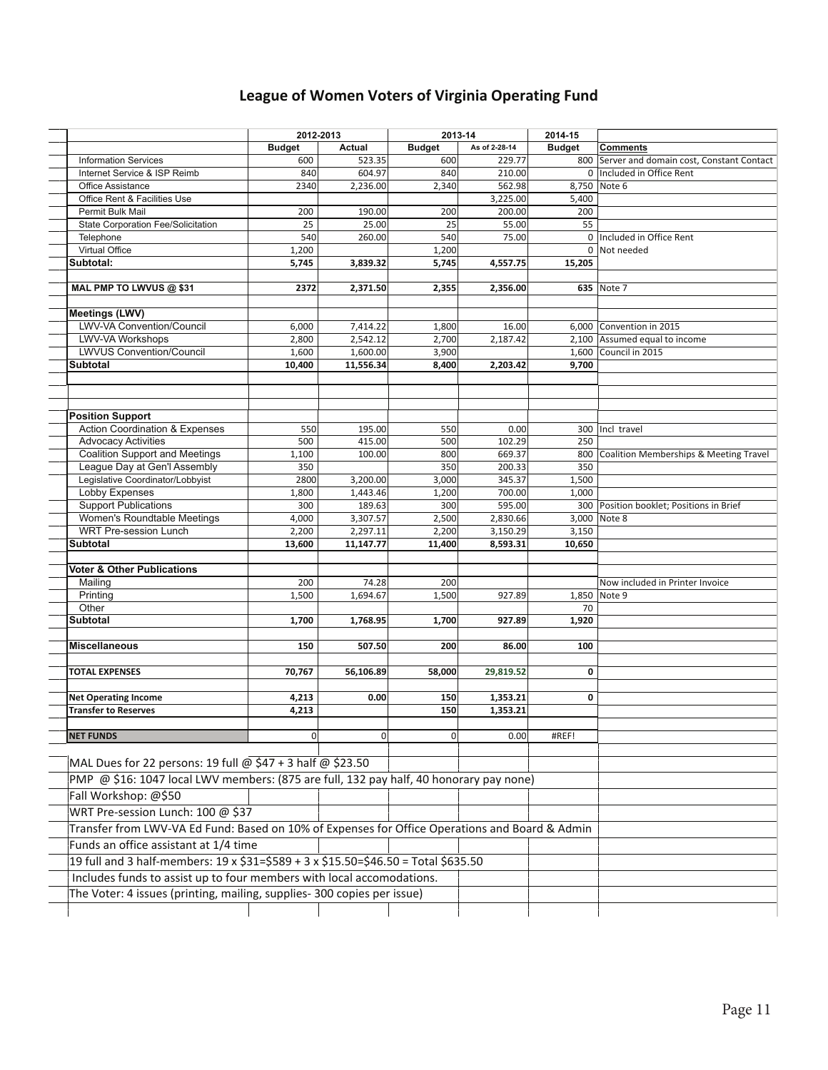## League of Women Voters of Virginia Operating Fund

| | 2012-2013 | | 2013-14 | | 2014-15 | |
|---|---|---|---|---|---|---|
| | **Budget** | **Actual** | **Budget** | As of 2-28-14 | **Budget** | **Comments** |
| Information Services | 600 | 523.35 | 600 | 229.77 | 800 | Server and domain cost, Constant Contact |
| Internet Service & ISP Reimb | 840 | 604.97 | 840 | 210.00 | 0 | Included in Office Rent |
| Office Assistance | 2340 | 2,236.00 | 2,340 | 562.98 | 8,750 | Note 6 |
| Office Rent & Facilities Use | | | | 3,225.00 | 5,400 | |
| Permit Bulk Mail | 200 | 190.00 | 200 | 200.00 | 200 | |
| State Corporation Fee/Solicitation | 25 | 25.00 | 25 | 55.00 | 55 | |
| Telephone | 540 | 260.00 | 540 | 75.00 | 0 | Included in Office Rent |
| Virtual Office | 1,200 | | 1,200 | | 0 | Not needed |
| **Subtotal:** | **5,745** | **3,839.32** | **5,745** | **4,557.75** | **15,205** | |
| | | | | | | |
| **MAL PMP TO LWVUS @ $31** | **2372** | **2,371.50** | **2,355** | **2,356.00** | **635** | Note 7 |
| | | | | | | |
| **Meetings (LWV)** | | | | | | |
| LWV-VA Convention/Council | 6,000 | 7,414.22 | 1,800 | 16.00 | 6,000 | Convention in 2015 |
| LWV-VA Workshops | 2,800 | 2,542.12 | 2,700 | 2,187.42 | 2,100 | Assumed equal to income |
| LWVUS Convention/Council | 1,600 | 1,600.00 | 3,900 | | 1,600 | Council in 2015 |
| **Subtotal** | **10,400** | **11,556.34** | **8,400** | **2,203.42** | **9,700** | |
| | | | | | | |
| **Position Support** | | | | | | |
| Action Coordination & Expenses | 550 | 195.00 | 550 | 0.00 | 300 | Incl travel |
| Advocacy Activities | 500 | 415.00 | 500 | 102.29 | 250 | |
| Coalition Support and Meetings | 1,100 | 100.00 | 800 | 669.37 | 800 | Coalition Memberships & Meeting Travel |
| League Day at Gen'l Assembly | 350 | | 350 | 200.33 | 350 | |
| Legislative Coordinator/Lobbyist | 2800 | 3,200.00 | 3,000 | 345.37 | 1,500 | |
| Lobby Expenses | 1,800 | 1,443.46 | 1,200 | 700.00 | 1,000 | |
| Support Publications | 300 | 189.63 | 300 | 595.00 | 300 | Position booklet; Positions in Brief |
| Women's Roundtable Meetings | 4,000 | 3,307.57 | 2,500 | 2,830.66 | 3,000 | Note 8 |
| WRT Pre-session Lunch | 2,200 | 2,297.11 | 2,200 | 3,150.29 | 3,150 | |
| **Subtotal** | **13,600** | **11,147.77** | **11,400** | **8,593.31** | **10,650** | |
| | | | | | | |
| **Voter & Other Publications** | | | | | | |
| Mailing | 200 | 74.28 | 200 | | | Now included in Printer Invoice |
| Printing | 1,500 | 1,694.67 | 1,500 | 927.89 | 1,850 | Note 9 |
| Other | | | | | 70 | |
| **Subtotal** | **1,700** | **1,768.95** | **1,700** | **927.89** | **1,920** | |
| | | | | | | |
| **Miscellaneous** | **150** | **507.50** | **200** | **86.00** | **100** | |
| | | | | | | |
| **TOTAL EXPENSES** | **70,767** | **56,106.89** | **58,000** | **29,819.52** | **0** | |
| | | | | | | |
| **Net Operating Income** | **4,213** | **0.00** | **150** | **1,353.21** | **0** | |
| **Transfer to Reserves** | **4,213** | | **150** | **1,353.21** | | |
| | | | | | | |
| **NET FUNDS** | 0 | 0 | 0 | 0.00 | #REF! | |

MAL Dues for 22 persons: 19 full @ $47 + 3 half @ $23.50

PMP @ $16: 1047 local LWV members: (875 are full, 132 pay half, 40 honorary pay none)

Fall Workshop: @$50

WRT Pre-session Lunch: 100 @ $37

Transfer from LWV-VA Ed Fund: Based on 10% of Expenses for Office Operations and Board & Admin

Funds an office assistant at 1/4 time

19 full and 3 half-members: 19 x $31=$589 + 3 x $15.50=$46.50 = Total $635.50

Includes funds to assist up to four members with local accomodations.

The Voter: 4 issues (printing, mailing, supplies- 300 copies per issue)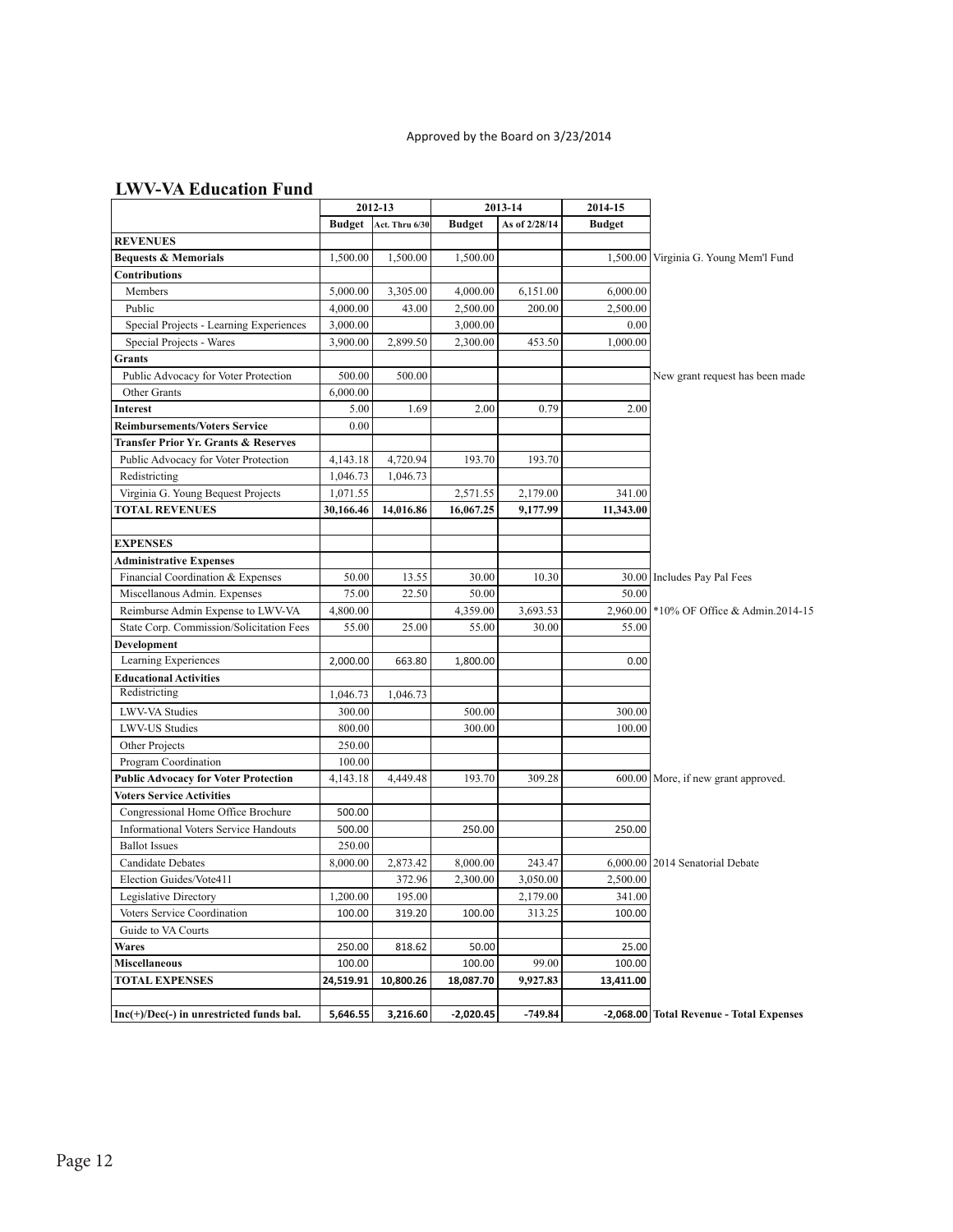Approved by the Board on 3/23/2014

## LWV-VA Education Fund

| | 2012-13 | | 2013-14 | | 2014-15 | |
|---|---|---|---|---|---|---|
| | **Budget** | **Act. Thru 6/30** | **Budget** | **As of 2/28/14** | **Budget** | |
| **REVENUES** | | | | | | |
| **Bequests & Memorials** | 1,500.00 | 1,500.00 | 1,500.00 | | 1,500.00 | Virginia G. Young Mem'l Fund |
| **Contributions** | | | | | | |
| Members | 5,000.00 | 3,305.00 | 4,000.00 | 6,151.00 | 6,000.00 | |
| Public | 4,000.00 | 43.00 | 2,500.00 | 200.00 | 2,500.00 | |
| Special Projects - Learning Experiences | 3,000.00 | | 3,000.00 | | 0.00 | |
| Special Projects - Wares | 3,900.00 | 2,899.50 | 2,300.00 | 453.50 | 1,000.00 | |
| **Grants** | | | | | | |
| Public Advocacy for Voter Protection | 500.00 | 500.00 | | | | New grant request has been made |
| Other Grants | 6,000.00 | | | | | |
| **Interest** | 5.00 | 1.69 | 2.00 | 0.79 | 2.00 | |
| **Reimbursements/Voters Service** | 0.00 | | | | | |
| **Transfer Prior Yr. Grants & Reserves** | | | | | | |
| Public Advocacy for Voter Protection | 4,143.18 | 4,720.94 | 193.70 | 193.70 | | |
| Redistricting | 1,046.73 | 1,046.73 | | | | |
| Virginia G. Young Bequest Projects | 1,071.55 | | 2,571.55 | 2,179.00 | 341.00 | |
| **TOTAL REVENUES** | **30,166.46** | **14,016.86** | **16,067.25** | **9,177.99** | **11,343.00** | |
| | | | | | | |
| **EXPENSES** | | | | | | |
| **Administrative Expenses** | | | | | | |
| Financial Coordination & Expenses | 50.00 | 13.55 | 30.00 | 10.30 | 30.00 | Includes Pay Pal Fees |
| Miscellanous Admin. Expenses | 75.00 | 22.50 | 50.00 | | 50.00 | |
| Reimburse Admin Expense to LWV-VA | 4,800.00 | | 4,359.00 | 3,693.53 | 2,960.00 | *10% OF Office & Admin.2014-15 |
| State Corp. Commission/Solicitation Fees | 55.00 | 25.00 | 55.00 | 30.00 | 55.00 | |
| **Development** | | | | | | |
| Learning Experiences | 2,000.00 | 663.80 | 1,800.00 | | 0.00 | |
| **Educational Activities** | | | | | | |
| Redistricting | 1,046.73 | 1,046.73 | | | | |
| LWV-VA Studies | 300.00 | | 500.00 | | 300.00 | |
| LWV-US Studies | 800.00 | | 300.00 | | 100.00 | |
| Other Projects | 250.00 | | | | | |
| Program Coordination | 100.00 | | | | | |
| **Public Advocacy for Voter Protection** | 4,143.18 | 4,449.48 | 193.70 | 309.28 | 600.00 | More, if new grant approved. |
| **Voters Service Activities** | | | | | | |
| Congressional Home Office Brochure | 500.00 | | | | | |
| Informational Voters Service Handouts | 500.00 | | 250.00 | | 250.00 | |
| Ballot Issues | 250.00 | | | | | |
| Candidate Debates | 8,000.00 | 2,873.42 | 8,000.00 | 243.47 | 6,000.00 | 2014 Senatorial Debate |
| Election Guides/Vote411 | | 372.96 | 2,300.00 | 3,050.00 | 2,500.00 | |
| Legislative Directory | 1,200.00 | 195.00 | | 2,179.00 | 341.00 | |
| Voters Service Coordination | 100.00 | 319.20 | 100.00 | 313.25 | 100.00 | |
| Guide to VA Courts | | | | | | |
| **Wares** | 250.00 | 818.62 | 50.00 | | 25.00 | |
| **Miscellaneous** | 100.00 | | 100.00 | 99.00 | 100.00 | |
| **TOTAL EXPENSES** | **24,519.91** | **10,800.26** | **18,087.70** | **9,927.83** | **13,411.00** | |
| | | | | | | |
| **Inc(+)/Dec(-) in unrestricted funds bal.** | **5,646.55** | **3,216.60** | **-2,020.45** | **-749.84** | **-2,068.00** | **Total Revenue - Total Expenses** |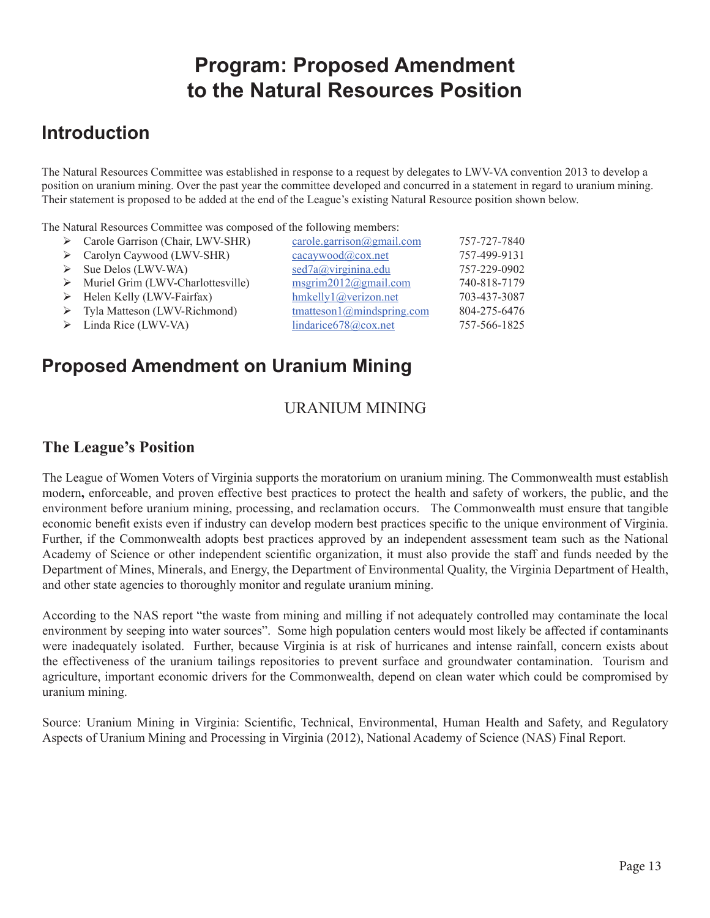# Program: Proposed Amendment to the Natural Resources Position

## Introduction

The Natural Resources Committee was established in response to a request by delegates to LWV-VA convention 2013 to develop a position on uranium mining. Over the past year the committee developed and concurred in a statement in regard to uranium mining. Their statement is proposed to be added at the end of the League's existing Natural Resource position shown below.

The Natural Resources Committee was composed of the following members:

- Carole Garrison (Chair, LWV-SHR) carole.garrison@gmail.com 757-727-7840
- Carolyn Caywood (LWV-SHR) cacaywood@cox.net 757-499-9131
- Sue Delos (LWV-WA) sed7a@virginina.edu 757-229-0902
- Muriel Grim (LWV-Charlottesville) msgrim2012@gmail.com 740-818-7179
- Helen Kelly (LWV-Fairfax) hmkelly1@verizon.net 703-437-3087
- Tyla Matteson (LWV-Richmond) tmatteson1@mindspring.com 804-275-6476
- Linda Rice (LWV-VA) lindarice678@cox.net 757-566-1825

## Proposed Amendment on Uranium Mining

URANIUM MINING

### The League's Position

The League of Women Voters of Virginia supports the moratorium on uranium mining. The Commonwealth must establish modern**,** enforceable, and proven effective best practices to protect the health and safety of workers, the public, and the environment before uranium mining, processing, and reclamation occurs. The Commonwealth must ensure that tangible economic benefit exists even if industry can develop modern best practices specific to the unique environment of Virginia. Further, if the Commonwealth adopts best practices approved by an independent assessment team such as the National Academy of Science or other independent scientific organization, it must also provide the staff and funds needed by the Department of Mines, Minerals, and Energy, the Department of Environmental Quality, the Virginia Department of Health, and other state agencies to thoroughly monitor and regulate uranium mining.

According to the NAS report "the waste from mining and milling if not adequately controlled may contaminate the local environment by seeping into water sources". Some high population centers would most likely be affected if contaminants were inadequately isolated. Further, because Virginia is at risk of hurricanes and intense rainfall, concern exists about the effectiveness of the uranium tailings repositories to prevent surface and groundwater contamination. Tourism and agriculture, important economic drivers for the Commonwealth, depend on clean water which could be compromised by uranium mining.

Source: Uranium Mining in Virginia: Scientific, Technical, Environmental, Human Health and Safety, and Regulatory Aspects of Uranium Mining and Processing in Virginia (2012), National Academy of Science (NAS) Final Report.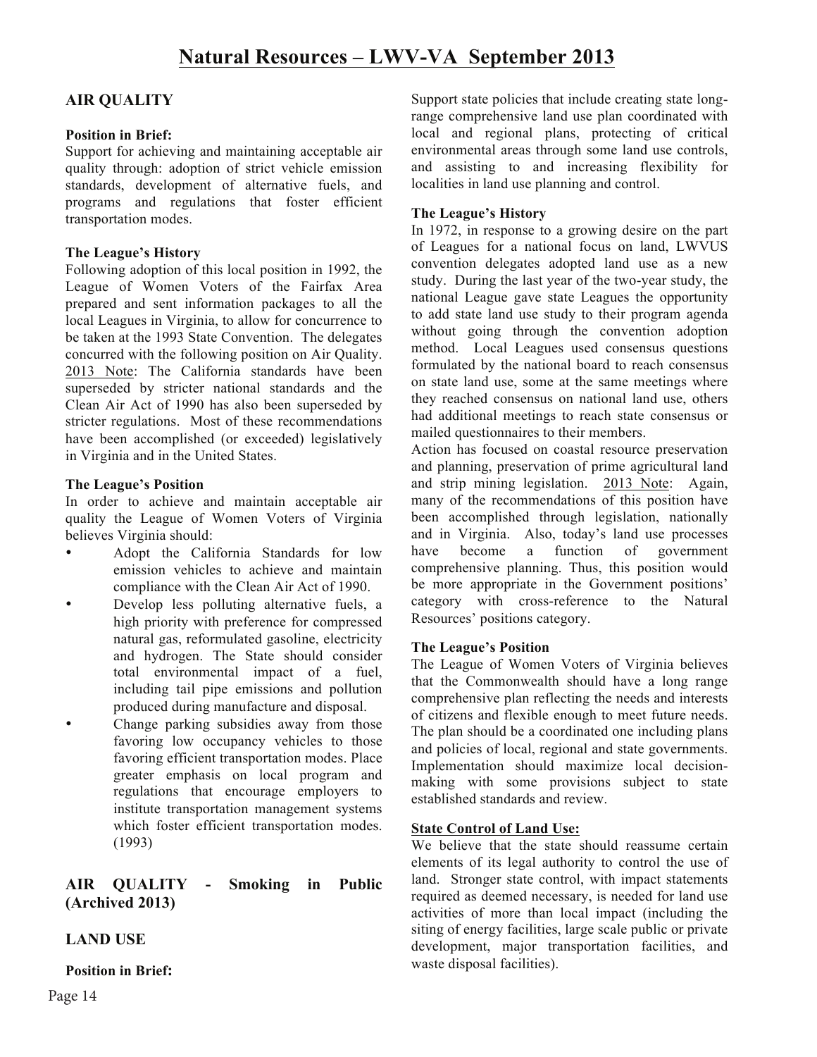# Natural Resources – LWV-VA September 2013

## AIR QUALITY

**Position in Brief:**
Support for achieving and maintaining acceptable air quality through: adoption of strict vehicle emission standards, development of alternative fuels, and programs and regulations that foster efficient transportation modes.

**The League's History**
Following adoption of this local position in 1992, the League of Women Voters of the Fairfax Area prepared and sent information packages to all the local Leagues in Virginia, to allow for concurrence to be taken at the 1993 State Convention. The delegates concurred with the following position on Air Quality. <u>2013 Note</u>: The California standards have been superseded by stricter national standards and the Clean Air Act of 1990 has also been superseded by stricter regulations. Most of these recommendations have been accomplished (or exceeded) legislatively in Virginia and in the United States.

**The League's Position**
In order to achieve and maintain acceptable air quality the League of Women Voters of Virginia believes Virginia should:

- Adopt the California Standards for low emission vehicles to achieve and maintain compliance with the Clean Air Act of 1990.
- Develop less polluting alternative fuels, a high priority with preference for compressed natural gas, reformulated gasoline, electricity and hydrogen. The State should consider total environmental impact of a fuel, including tail pipe emissions and pollution produced during manufacture and disposal.
- Change parking subsidies away from those favoring low occupancy vehicles to those favoring efficient transportation modes. Place greater emphasis on local program and regulations that encourage employers to institute transportation management systems which foster efficient transportation modes. (1993)

## AIR QUALITY - Smoking in Public (Archived 2013)

## LAND USE

**Position in Brief:**
Support state policies that include creating state long-range comprehensive land use plan coordinated with local and regional plans, protecting of critical environmental areas through some land use controls, and assisting to and increasing flexibility for localities in land use planning and control.

**The League's History**
In 1972, in response to a growing desire on the part of Leagues for a national focus on land, LWVUS convention delegates adopted land use as a new study. During the last year of the two-year study, the national League gave state Leagues the opportunity to add state land use study to their program agenda without going through the convention adoption method. Local Leagues used consensus questions formulated by the national board to reach consensus on state land use, some at the same meetings where they reached consensus on national land use, others had additional meetings to reach state consensus or mailed questionnaires to their members.
Action has focused on coastal resource preservation and planning, preservation of prime agricultural land and strip mining legislation. <u>2013 Note</u>: Again, many of the recommendations of this position have been accomplished through legislation, nationally and in Virginia. Also, today's land use processes have become a function of government comprehensive planning. Thus, this position would be more appropriate in the Government positions' category with cross-reference to the Natural Resources' positions category.

**The League's Position**
The League of Women Voters of Virginia believes that the Commonwealth should have a long range comprehensive plan reflecting the needs and interests of citizens and flexible enough to meet future needs. The plan should be a coordinated one including plans and policies of local, regional and state governments. Implementation should maximize local decision-making with some provisions subject to state established standards and review.

**<u>State Control of Land Use:</u>**
We believe that the state should reassume certain elements of its legal authority to control the use of land. Stronger state control, with impact statements required as deemed necessary, is needed for land use activities of more than local impact (including the siting of energy facilities, large scale public or private development, major transportation facilities, and waste disposal facilities).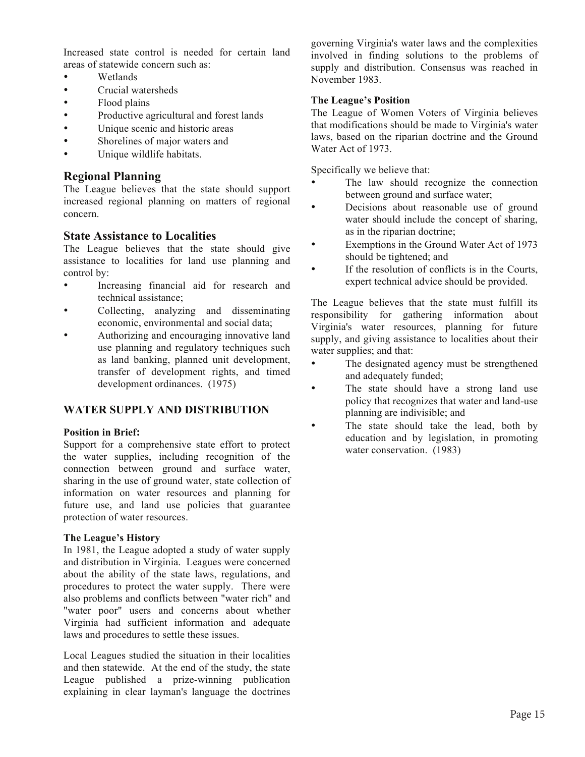Increased state control is needed for certain land areas of statewide concern such as:

- Wetlands
- Crucial watersheds
- Flood plains
- Productive agricultural and forest lands
- Unique scenic and historic areas
- Shorelines of major waters and
- Unique wildlife habitats.

## Regional Planning

The League believes that the state should support increased regional planning on matters of regional concern.

## State Assistance to Localities

The League believes that the state should give assistance to localities for land use planning and control by:

- Increasing financial aid for research and technical assistance;
- Collecting, analyzing and disseminating economic, environmental and social data;
- Authorizing and encouraging innovative land use planning and regulatory techniques such as land banking, planned unit development, transfer of development rights, and timed development ordinances. (1975)

## WATER SUPPLY AND DISTRIBUTION

**Position in Brief:**

Support for a comprehensive state effort to protect the water supplies, including recognition of the connection between ground and surface water, sharing in the use of ground water, state collection of information on water resources and planning for future use, and land use policies that guarantee protection of water resources.

**The League's History**

In 1981, the League adopted a study of water supply and distribution in Virginia. Leagues were concerned about the ability of the state laws, regulations, and procedures to protect the water supply. There were also problems and conflicts between "water rich" and "water poor" users and concerns about whether Virginia had sufficient information and adequate laws and procedures to settle these issues.

Local Leagues studied the situation in their localities and then statewide. At the end of the study, the state League published a prize-winning publication explaining in clear layman's language the doctrines governing Virginia's water laws and the complexities involved in finding solutions to the problems of supply and distribution. Consensus was reached in November 1983.

**The League's Position**

The League of Women Voters of Virginia believes that modifications should be made to Virginia's water laws, based on the riparian doctrine and the Ground Water Act of 1973.

Specifically we believe that:

- The law should recognize the connection between ground and surface water;
- Decisions about reasonable use of ground water should include the concept of sharing, as in the riparian doctrine;
- Exemptions in the Ground Water Act of 1973 should be tightened; and
- If the resolution of conflicts is in the Courts, expert technical advice should be provided.

The League believes that the state must fulfill its responsibility for gathering information about Virginia's water resources, planning for future supply, and giving assistance to localities about their water supplies; and that:

- The designated agency must be strengthened and adequately funded;
- The state should have a strong land use policy that recognizes that water and land-use planning are indivisible; and
- The state should take the lead, both by education and by legislation, in promoting water conservation. (1983)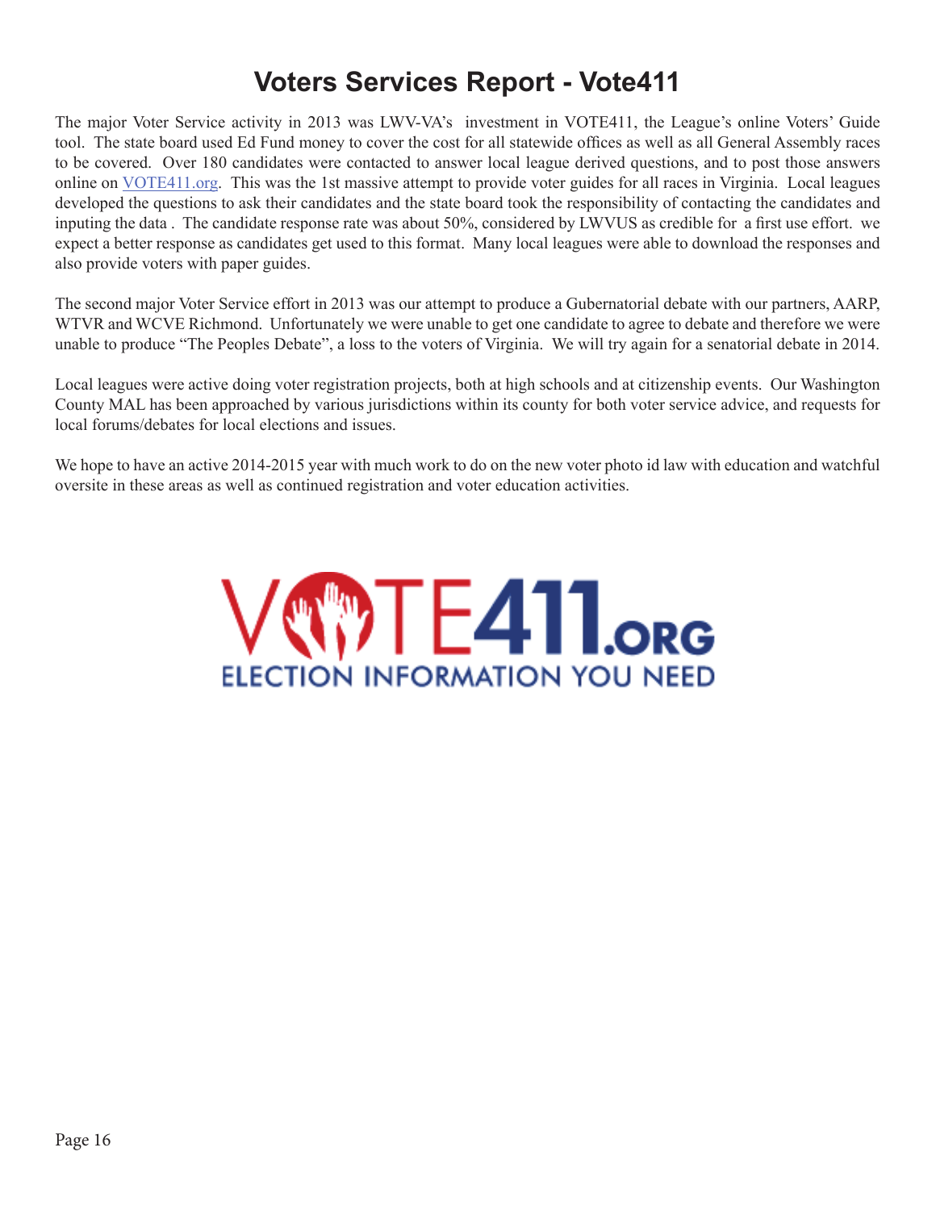# Voters Services Report - Vote411

The major Voter Service activity in 2013 was LWV-VA's investment in VOTE411, the League's online Voters' Guide tool. The state board used Ed Fund money to cover the cost for all statewide offices as well as all General Assembly races to be covered. Over 180 candidates were contacted to answer local league derived questions, and to post those answers online on [VOTE411.org](VOTE411.org). This was the 1st massive attempt to provide voter guides for all races in Virginia. Local leagues developed the questions to ask their candidates and the state board took the responsibility of contacting the candidates and inputing the data . The candidate response rate was about 50%, considered by LWVUS as credible for a first use effort. we expect a better response as candidates get used to this format. Many local leagues were able to download the responses and also provide voters with paper guides.

The second major Voter Service effort in 2013 was our attempt to produce a Gubernatorial debate with our partners, AARP, WTVR and WCVE Richmond. Unfortunately we were unable to get one candidate to agree to debate and therefore we were unable to produce "The Peoples Debate", a loss to the voters of Virginia. We will try again for a senatorial debate in 2014.

Local leagues were active doing voter registration projects, both at high schools and at citizenship events. Our Washington County MAL has been approached by various jurisdictions within its county for both voter service advice, and requests for local forums/debates for local elections and issues.

We hope to have an active 2014-2015 year with much work to do on the new voter photo id law with education and watchful oversite in these areas as well as continued registration and voter education activities.

VOTE411.ORG
ELECTION INFORMATION YOU NEED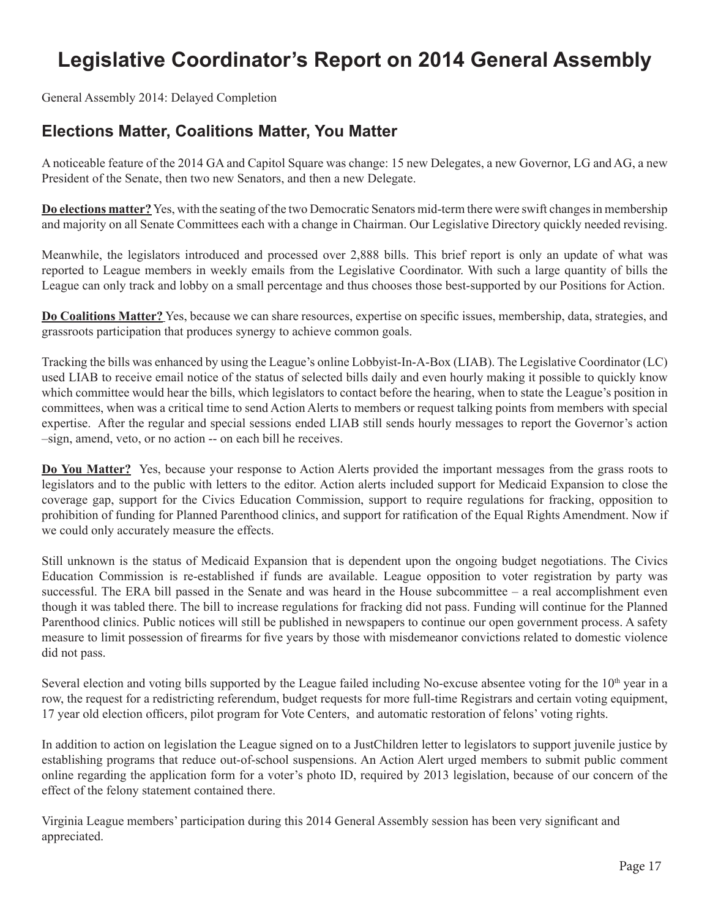# Legislative Coordinator's Report on 2014 General Assembly

General Assembly 2014: Delayed Completion

## Elections Matter, Coalitions Matter, You Matter

A noticeable feature of the 2014 GA and Capitol Square was change: 15 new Delegates, a new Governor, LG and AG, a new President of the Senate, then two new Senators, and then a new Delegate.

**Do elections matter?** Yes, with the seating of the two Democratic Senators mid-term there were swift changes in membership and majority on all Senate Committees each with a change in Chairman. Our Legislative Directory quickly needed revising.

Meanwhile, the legislators introduced and processed over 2,888 bills. This brief report is only an update of what was reported to League members in weekly emails from the Legislative Coordinator. With such a large quantity of bills the League can only track and lobby on a small percentage and thus chooses those best-supported by our Positions for Action.

**Do Coalitions Matter?** Yes, because we can share resources, expertise on specific issues, membership, data, strategies, and grassroots participation that produces synergy to achieve common goals.

Tracking the bills was enhanced by using the League's online Lobbyist-In-A-Box (LIAB). The Legislative Coordinator (LC) used LIAB to receive email notice of the status of selected bills daily and even hourly making it possible to quickly know which committee would hear the bills, which legislators to contact before the hearing, when to state the League's position in committees, when was a critical time to send Action Alerts to members or request talking points from members with special expertise. After the regular and special sessions ended LIAB still sends hourly messages to report the Governor's action –sign, amend, veto, or no action -- on each bill he receives.

**Do You Matter?** Yes, because your response to Action Alerts provided the important messages from the grass roots to legislators and to the public with letters to the editor. Action alerts included support for Medicaid Expansion to close the coverage gap, support for the Civics Education Commission, support to require regulations for fracking, opposition to prohibition of funding for Planned Parenthood clinics, and support for ratification of the Equal Rights Amendment. Now if we could only accurately measure the effects.

Still unknown is the status of Medicaid Expansion that is dependent upon the ongoing budget negotiations. The Civics Education Commission is re-established if funds are available. League opposition to voter registration by party was successful. The ERA bill passed in the Senate and was heard in the House subcommittee – a real accomplishment even though it was tabled there. The bill to increase regulations for fracking did not pass. Funding will continue for the Planned Parenthood clinics. Public notices will still be published in newspapers to continue our open government process. A safety measure to limit possession of firearms for five years by those with misdemeanor convictions related to domestic violence did not pass.

Several election and voting bills supported by the League failed including No-excuse absentee voting for the 10th year in a row, the request for a redistricting referendum, budget requests for more full-time Registrars and certain voting equipment, 17 year old election officers, pilot program for Vote Centers, and automatic restoration of felons' voting rights.

In addition to action on legislation the League signed on to a JustChildren letter to legislators to support juvenile justice by establishing programs that reduce out-of-school suspensions. An Action Alert urged members to submit public comment online regarding the application form for a voter's photo ID, required by 2013 legislation, because of our concern of the effect of the felony statement contained there.

Virginia League members' participation during this 2014 General Assembly session has been very significant and appreciated.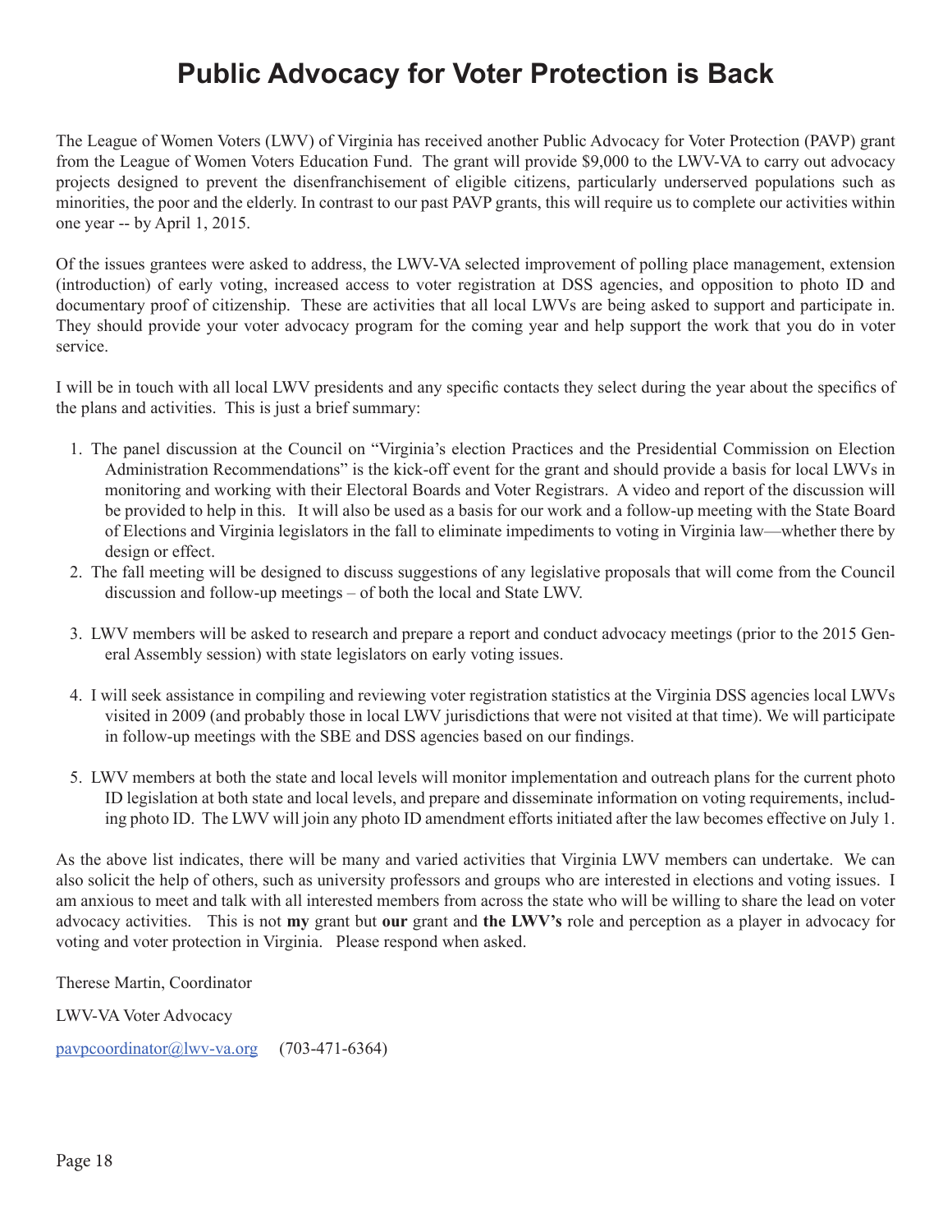# Public Advocacy for Voter Protection is Back

The League of Women Voters (LWV) of Virginia has received another Public Advocacy for Voter Protection (PAVP) grant from the League of Women Voters Education Fund. The grant will provide $9,000 to the LWV-VA to carry out advocacy projects designed to prevent the disenfranchisement of eligible citizens, particularly underserved populations such as minorities, the poor and the elderly. In contrast to our past PAVP grants, this will require us to complete our activities within one year -- by April 1, 2015.

Of the issues grantees were asked to address, the LWV-VA selected improvement of polling place management, extension (introduction) of early voting, increased access to voter registration at DSS agencies, and opposition to photo ID and documentary proof of citizenship. These are activities that all local LWVs are being asked to support and participate in. They should provide your voter advocacy program for the coming year and help support the work that you do in voter service.

I will be in touch with all local LWV presidents and any specific contacts they select during the year about the specifics of the plans and activities. This is just a brief summary:

1. The panel discussion at the Council on "Virginia's election Practices and the Presidential Commission on Election Administration Recommendations" is the kick-off event for the grant and should provide a basis for local LWVs in monitoring and working with their Electoral Boards and Voter Registrars. A video and report of the discussion will be provided to help in this. It will also be used as a basis for our work and a follow-up meeting with the State Board of Elections and Virginia legislators in the fall to eliminate impediments to voting in Virginia law—whether there by design or effect.
2. The fall meeting will be designed to discuss suggestions of any legislative proposals that will come from the Council discussion and follow-up meetings – of both the local and State LWV.
3. LWV members will be asked to research and prepare a report and conduct advocacy meetings (prior to the 2015 General Assembly session) with state legislators on early voting issues.
4. I will seek assistance in compiling and reviewing voter registration statistics at the Virginia DSS agencies local LWVs visited in 2009 (and probably those in local LWV jurisdictions that were not visited at that time). We will participate in follow-up meetings with the SBE and DSS agencies based on our findings.
5. LWV members at both the state and local levels will monitor implementation and outreach plans for the current photo ID legislation at both state and local levels, and prepare and disseminate information on voting requirements, including photo ID. The LWV will join any photo ID amendment efforts initiated after the law becomes effective on July 1.

As the above list indicates, there will be many and varied activities that Virginia LWV members can undertake. We can also solicit the help of others, such as university professors and groups who are interested in elections and voting issues. I am anxious to meet and talk with all interested members from across the state who will be willing to share the lead on voter advocacy activities. This is not **my** grant but **our** grant and **the LWV's** role and perception as a player in advocacy for voting and voter protection in Virginia. Please respond when asked.

Therese Martin, Coordinator

LWV-VA Voter Advocacy

pavpcoordinator@lwv-va.org (703-471-6364)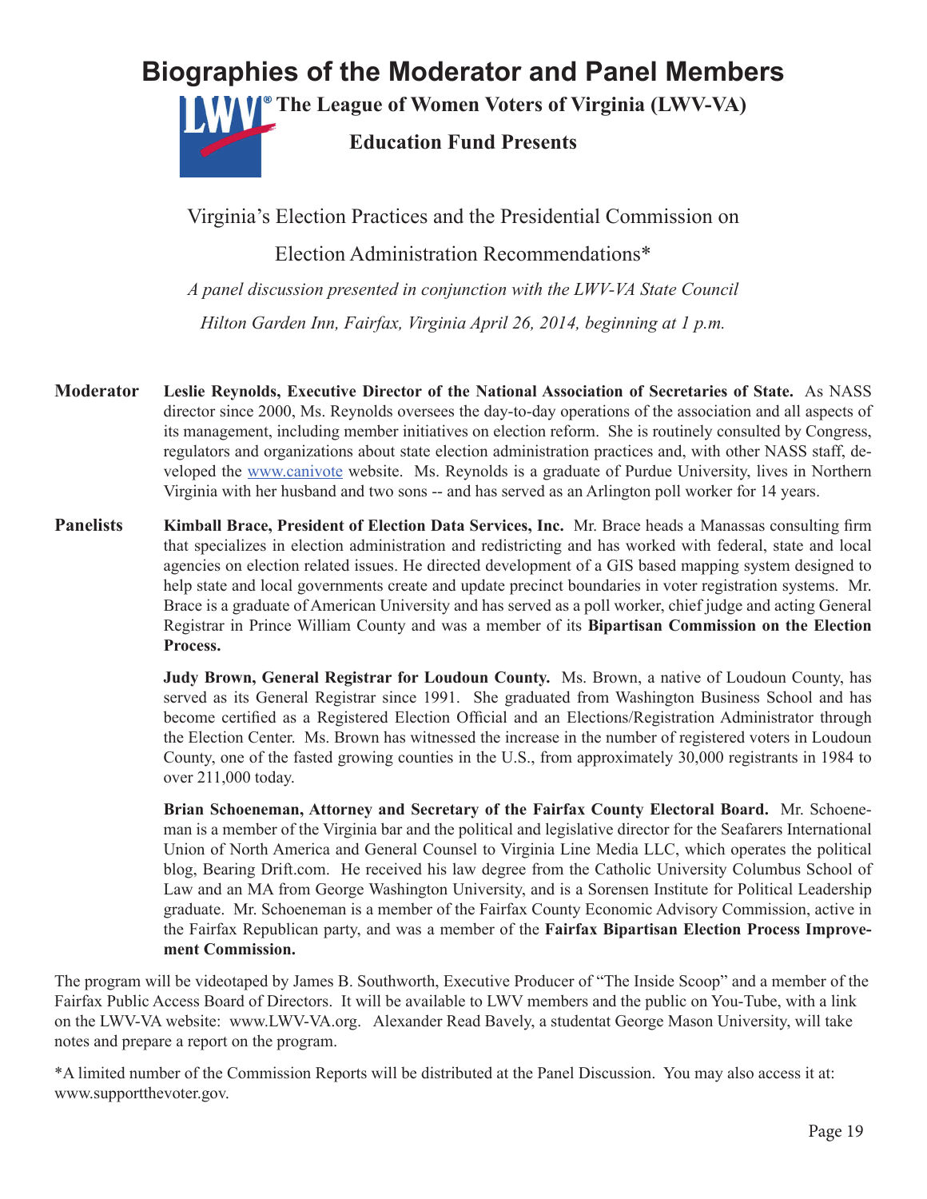# Biographies of the Moderator and Panel Members

**The League of Women Voters of Virginia (LWV-VA)**

**Education Fund Presents**

Virginia's Election Practices and the Presidential Commission on Election Administration Recommendations*

*A panel discussion presented in conjunction with the LWV-VA State Council*

*Hilton Garden Inn, Fairfax, Virginia April 26, 2014, beginning at 1 p.m.*

**Moderator**

**Leslie Reynolds, Executive Director of the National Association of Secretaries of State.** As NASS director since 2000, Ms. Reynolds oversees the day-to-day operations of the association and all aspects of its management, including member initiatives on election reform. She is routinely consulted by Congress, regulators and organizations about state election administration practices and, with other NASS staff, developed the www.canivote website. Ms. Reynolds is a graduate of Purdue University, lives in Northern Virginia with her husband and two sons -- and has served as an Arlington poll worker for 14 years.

**Panelists**

**Kimball Brace, President of Election Data Services, Inc.** Mr. Brace heads a Manassas consulting firm that specializes in election administration and redistricting and has worked with federal, state and local agencies on election related issues. He directed development of a GIS based mapping system designed to help state and local governments create and update precinct boundaries in voter registration systems. Mr. Brace is a graduate of American University and has served as a poll worker, chief judge and acting General Registrar in Prince William County and was a member of its **Bipartisan Commission on the Election Process.**

**Judy Brown, General Registrar for Loudoun County.** Ms. Brown, a native of Loudoun County, has served as its General Registrar since 1991. She graduated from Washington Business School and has become certified as a Registered Election Official and an Elections/Registration Administrator through the Election Center. Ms. Brown has witnessed the increase in the number of registered voters in Loudoun County, one of the fasted growing counties in the U.S., from approximately 30,000 registrants in 1984 to over 211,000 today.

**Brian Schoeneman, Attorney and Secretary of the Fairfax County Electoral Board.** Mr. Schoeneman is a member of the Virginia bar and the political and legislative director for the Seafarers International Union of North America and General Counsel to Virginia Line Media LLC, which operates the political blog, Bearing Drift.com. He received his law degree from the Catholic University Columbus School of Law and an MA from George Washington University, and is a Sorensen Institute for Political Leadership graduate. Mr. Schoeneman is a member of the Fairfax County Economic Advisory Commission, active in the Fairfax Republican party, and was a member of the **Fairfax Bipartisan Election Process Improvement Commission.**

The program will be videotaped by James B. Southworth, Executive Producer of "The Inside Scoop" and a member of the Fairfax Public Access Board of Directors. It will be available to LWV members and the public on You-Tube, with a link on the LWV-VA website: www.LWV-VA.org. Alexander Read Bavely, a studentat George Mason University, will take notes and prepare a report on the program.

*A limited number of the Commission Reports will be distributed at the Panel Discussion. You may also access it at: www.supportthevoter.gov.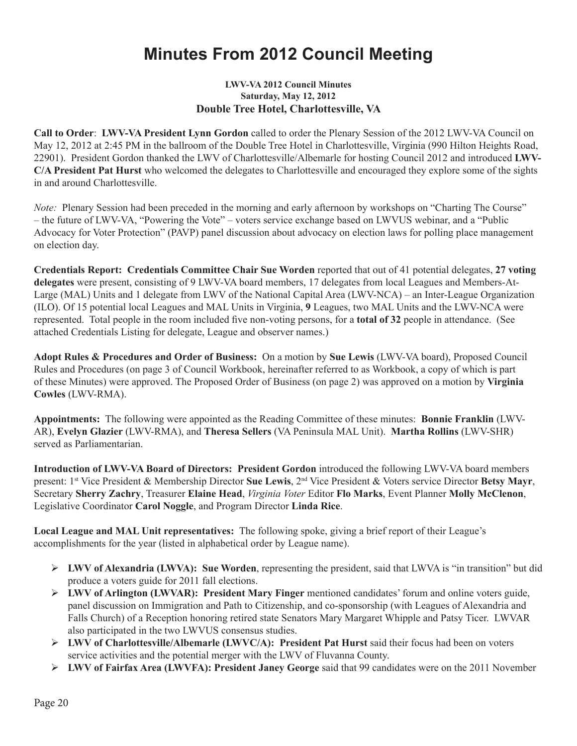# Minutes From 2012 Council Meeting

**LWV-VA 2012 Council Minutes**
**Saturday, May 12, 2012**
**Double Tree Hotel, Charlottesville, VA**

**Call to Order**: **LWV-VA President Lynn Gordon** called to order the Plenary Session of the 2012 LWV-VA Council on May 12, 2012 at 2:45 PM in the ballroom of the Double Tree Hotel in Charlottesville, Virginia (990 Hilton Heights Road, 22901). President Gordon thanked the LWV of Charlottesville/Albemarle for hosting Council 2012 and introduced **LWV-C/A President Pat Hurst** who welcomed the delegates to Charlottesville and encouraged they explore some of the sights in and around Charlottesville.

*Note:* Plenary Session had been preceded in the morning and early afternoon by workshops on "Charting The Course" – the future of LWV-VA, "Powering the Vote" – voters service exchange based on LWVUS webinar, and a "Public Advocacy for Voter Protection" (PAVP) panel discussion about advocacy on election laws for polling place management on election day.

**Credentials Report: Credentials Committee Chair Sue Worden** reported that out of 41 potential delegates, **27 voting delegates** were present, consisting of 9 LWV-VA board members, 17 delegates from local Leagues and Members-At-Large (MAL) Units and 1 delegate from LWV of the National Capital Area (LWV-NCA) – an Inter-League Organization (ILO). Of 15 potential local Leagues and MAL Units in Virginia, **9** Leagues, two MAL Units and the LWV-NCA were represented. Total people in the room included five non-voting persons, for a **total of 32** people in attendance. (See attached Credentials Listing for delegate, League and observer names.)

**Adopt Rules & Procedures and Order of Business:** On a motion by **Sue Lewis** (LWV-VA board), Proposed Council Rules and Procedures (on page 3 of Council Workbook, hereinafter referred to as Workbook, a copy of which is part of these Minutes) were approved. The Proposed Order of Business (on page 2) was approved on a motion by **Virginia Cowles** (LWV-RMA).

**Appointments:** The following were appointed as the Reading Committee of these minutes: **Bonnie Franklin** (LWV-AR), **Evelyn Glazier** (LWV-RMA), and **Theresa Sellers** (VA Peninsula MAL Unit). **Martha Rollins** (LWV-SHR) served as Parliamentarian.

**Introduction of LWV-VA Board of Directors: President Gordon** introduced the following LWV-VA board members present: 1st Vice President & Membership Director **Sue Lewis**, 2nd Vice President & Voters service Director **Betsy Mayr**, Secretary **Sherry Zachry**, Treasurer **Elaine Head**, *Virginia Voter* Editor **Flo Marks**, Event Planner **Molly McClenon**, Legislative Coordinator **Carol Noggle**, and Program Director **Linda Rice**.

**Local League and MAL Unit representatives:** The following spoke, giving a brief report of their League's accomplishments for the year (listed in alphabetical order by League name).

- **LWV of Alexandria (LWVA): Sue Worden**, representing the president, said that LWVA is "in transition" but did produce a voters guide for 2011 fall elections.
- **LWV of Arlington (LWVAR): President Mary Finger** mentioned candidates' forum and online voters guide, panel discussion on Immigration and Path to Citizenship, and co-sponsorship (with Leagues of Alexandria and Falls Church) of a Reception honoring retired state Senators Mary Margaret Whipple and Patsy Ticer. LWVAR also participated in the two LWVUS consensus studies.
- **LWV of Charlottesville/Albemarle (LWVC/A): President Pat Hurst** said their focus had been on voters service activities and the potential merger with the LWV of Fluvanna County.
- **LWV of Fairfax Area (LWVFA): President Janey George** said that 99 candidates were on the 2011 November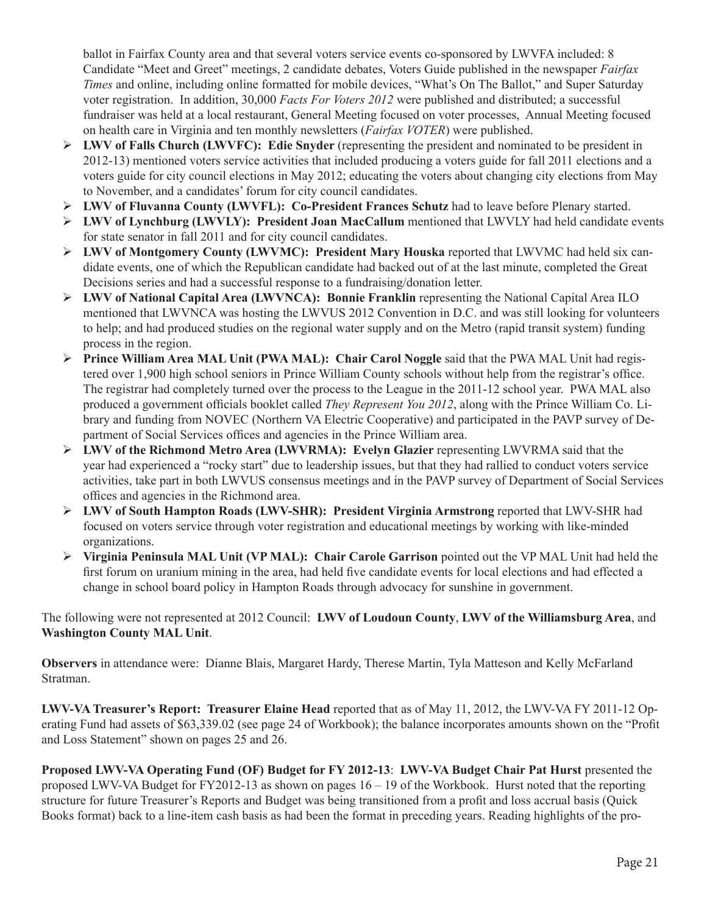ballot in Fairfax County area and that several voters service events co-sponsored by LWVFA included: 8 Candidate "Meet and Greet" meetings, 2 candidate debates, Voters Guide published in the newspaper *Fairfax Times* and online, including online formatted for mobile devices, "What's On The Ballot," and Super Saturday voter registration. In addition, 30,000 *Facts For Voters 2012* were published and distributed; a successful fundraiser was held at a local restaurant, General Meeting focused on voter processes, Annual Meeting focused on health care in Virginia and ten monthly newsletters (*Fairfax VOTER*) were published.

- **LWV of Falls Church (LWVFC): Edie Snyder** (representing the president and nominated to be president in 2012-13) mentioned voters service activities that included producing a voters guide for fall 2011 elections and a voters guide for city council elections in May 2012; educating the voters about changing city elections from May to November, and a candidates' forum for city council candidates.
- **LWV of Fluvanna County (LWVFL): Co-President Frances Schutz** had to leave before Plenary started.
- **LWV of Lynchburg (LWVLY): President Joan MacCallum** mentioned that LWVLY had held candidate events for state senator in fall 2011 and for city council candidates.
- **LWV of Montgomery County (LWVMC): President Mary Houska** reported that LWVMC had held six candidate events, one of which the Republican candidate had backed out of at the last minute, completed the Great Decisions series and had a successful response to a fundraising/donation letter.
- **LWV of National Capital Area (LWVNCA): Bonnie Franklin** representing the National Capital Area ILO mentioned that LWVNCA was hosting the LWVUS 2012 Convention in D.C. and was still looking for volunteers to help; and had produced studies on the regional water supply and on the Metro (rapid transit system) funding process in the region.
- **Prince William Area MAL Unit (PWA MAL): Chair Carol Noggle** said that the PWA MAL Unit had registered over 1,900 high school seniors in Prince William County schools without help from the registrar's office. The registrar had completely turned over the process to the League in the 2011-12 school year. PWA MAL also produced a government officials booklet called *They Represent You 2012*, along with the Prince William Co. Library and funding from NOVEC (Northern VA Electric Cooperative) and participated in the PAVP survey of Department of Social Services offices and agencies in the Prince William area.
- **LWV of the Richmond Metro Area (LWVRMA): Evelyn Glazier** representing LWVRMA said that the year had experienced a "rocky start" due to leadership issues, but that they had rallied to conduct voters service activities, take part in both LWVUS consensus meetings and in the PAVP survey of Department of Social Services offices and agencies in the Richmond area.
- **LWV of South Hampton Roads (LWV-SHR): President Virginia Armstrong** reported that LWV-SHR had focused on voters service through voter registration and educational meetings by working with like-minded organizations.
- **Virginia Peninsula MAL Unit (VP MAL): Chair Carole Garrison** pointed out the VP MAL Unit had held the first forum on uranium mining in the area, had held five candidate events for local elections and had effected a change in school board policy in Hampton Roads through advocacy for sunshine in government.

The following were not represented at 2012 Council: **LWV of Loudoun County**, **LWV of the Williamsburg Area**, and **Washington County MAL Unit**.

**Observers** in attendance were: Dianne Blais, Margaret Hardy, Therese Martin, Tyla Matteson and Kelly McFarland Stratman.

**LWV-VA Treasurer's Report: Treasurer Elaine Head** reported that as of May 11, 2012, the LWV-VA FY 2011-12 Operating Fund had assets of $63,339.02 (see page 24 of Workbook); the balance incorporates amounts shown on the "Profit and Loss Statement" shown on pages 25 and 26.

**Proposed LWV-VA Operating Fund (OF) Budget for FY 2012-13**: **LWV-VA Budget Chair Pat Hurst** presented the proposed LWV-VA Budget for FY2012-13 as shown on pages 16 – 19 of the Workbook. Hurst noted that the reporting structure for future Treasurer's Reports and Budget was being transitioned from a profit and loss accrual basis (Quick Books format) back to a line-item cash basis as had been the format in preceding years. Reading highlights of the pro-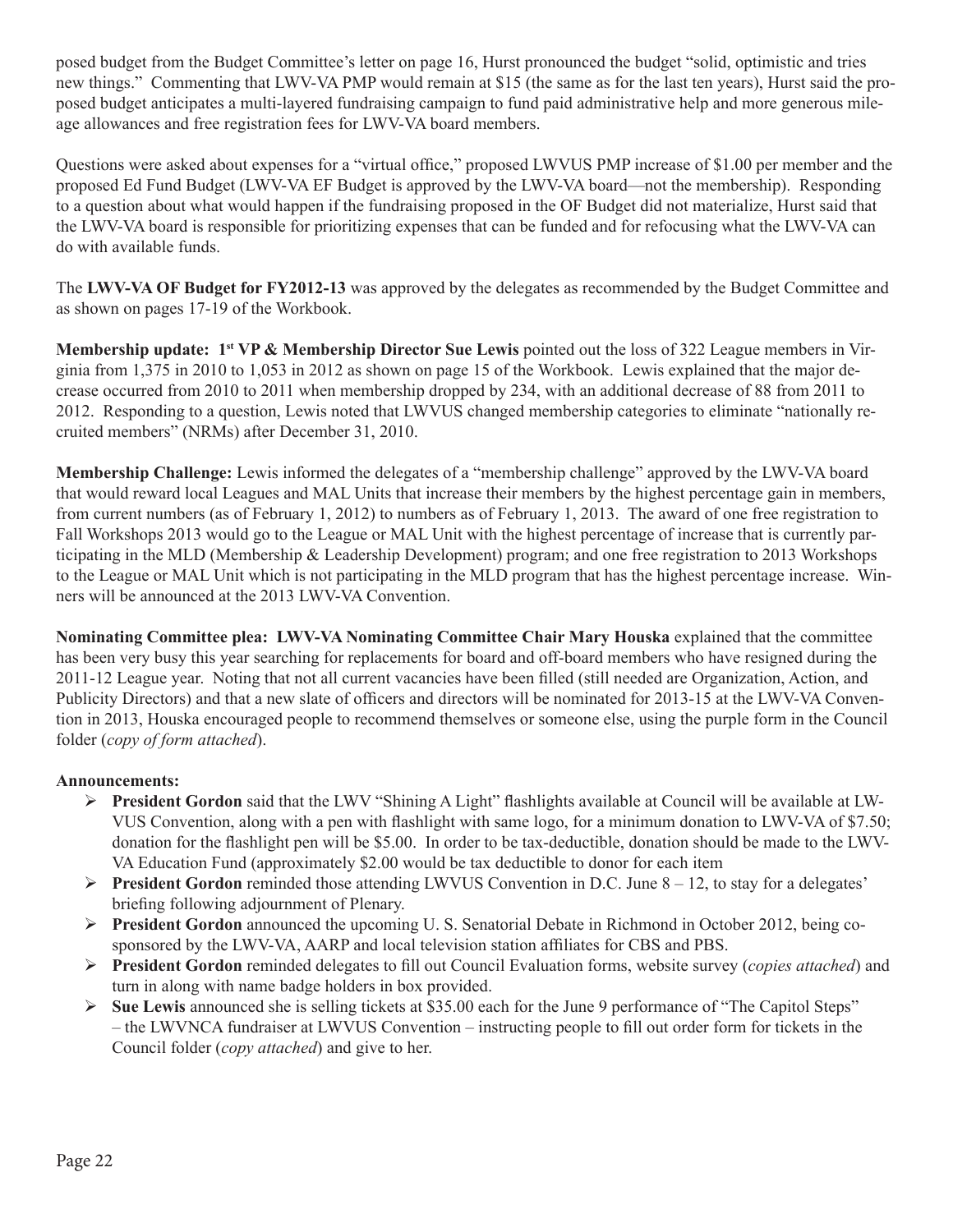posed budget from the Budget Committee's letter on page 16, Hurst pronounced the budget "solid, optimistic and tries new things." Commenting that LWV-VA PMP would remain at $15 (the same as for the last ten years), Hurst said the proposed budget anticipates a multi-layered fundraising campaign to fund paid administrative help and more generous mileage allowances and free registration fees for LWV-VA board members.

Questions were asked about expenses for a "virtual office," proposed LWVUS PMP increase of $1.00 per member and the proposed Ed Fund Budget (LWV-VA EF Budget is approved by the LWV-VA board—not the membership). Responding to a question about what would happen if the fundraising proposed in the OF Budget did not materialize, Hurst said that the LWV-VA board is responsible for prioritizing expenses that can be funded and for refocusing what the LWV-VA can do with available funds.

The **LWV-VA OF Budget for FY2012-13** was approved by the delegates as recommended by the Budget Committee and as shown on pages 17-19 of the Workbook.

**Membership update: 1st VP & Membership Director Sue Lewis** pointed out the loss of 322 League members in Virginia from 1,375 in 2010 to 1,053 in 2012 as shown on page 15 of the Workbook. Lewis explained that the major decrease occurred from 2010 to 2011 when membership dropped by 234, with an additional decrease of 88 from 2011 to 2012. Responding to a question, Lewis noted that LWVUS changed membership categories to eliminate "nationally recruited members" (NRMs) after December 31, 2010.

**Membership Challenge:** Lewis informed the delegates of a "membership challenge" approved by the LWV-VA board that would reward local Leagues and MAL Units that increase their members by the highest percentage gain in members, from current numbers (as of February 1, 2012) to numbers as of February 1, 2013. The award of one free registration to Fall Workshops 2013 would go to the League or MAL Unit with the highest percentage of increase that is currently participating in the MLD (Membership & Leadership Development) program; and one free registration to 2013 Workshops to the League or MAL Unit which is not participating in the MLD program that has the highest percentage increase. Winners will be announced at the 2013 LWV-VA Convention.

**Nominating Committee plea: LWV-VA Nominating Committee Chair Mary Houska** explained that the committee has been very busy this year searching for replacements for board and off-board members who have resigned during the 2011-12 League year. Noting that not all current vacancies have been filled (still needed are Organization, Action, and Publicity Directors) and that a new slate of officers and directors will be nominated for 2013-15 at the LWV-VA Convention in 2013, Houska encouraged people to recommend themselves or someone else, using the purple form in the Council folder (*copy of form attached*).

**Announcements:**

- **President Gordon** said that the LWV "Shining A Light" flashlights available at Council will be available at LWVUS Convention, along with a pen with flashlight with same logo, for a minimum donation to LWV-VA of $7.50; donation for the flashlight pen will be $5.00. In order to be tax-deductible, donation should be made to the LWV-VA Education Fund (approximately $2.00 would be tax deductible to donor for each item
- **President Gordon** reminded those attending LWVUS Convention in D.C. June 8 – 12, to stay for a delegates' briefing following adjournment of Plenary.
- **President Gordon** announced the upcoming U. S. Senatorial Debate in Richmond in October 2012, being co-sponsored by the LWV-VA, AARP and local television station affiliates for CBS and PBS.
- **President Gordon** reminded delegates to fill out Council Evaluation forms, website survey (*copies attached*) and turn in along with name badge holders in box provided.
- **Sue Lewis** announced she is selling tickets at $35.00 each for the June 9 performance of "The Capitol Steps" – the LWVNCA fundraiser at LWVUS Convention – instructing people to fill out order form for tickets in the Council folder (*copy attached*) and give to her.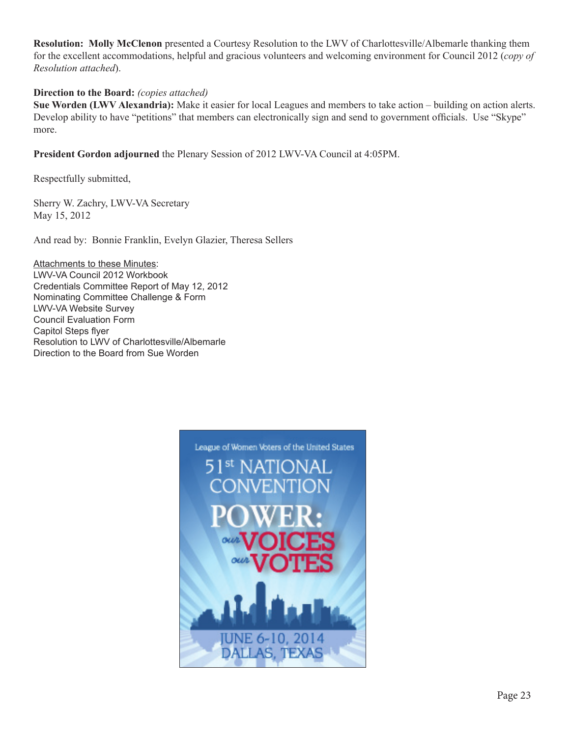**Resolution: Molly McClenon** presented a Courtesy Resolution to the LWV of Charlottesville/Albemarle thanking them for the excellent accommodations, helpful and gracious volunteers and welcoming environment for Council 2012 (*copy of Resolution attached*).

**Direction to the Board:** *(copies attached)*
**Sue Worden (LWV Alexandria):** Make it easier for local Leagues and members to take action – building on action alerts. Develop ability to have "petitions" that members can electronically sign and send to government officials. Use "Skype" more.

**President Gordon adjourned** the Plenary Session of 2012 LWV-VA Council at 4:05PM.

Respectfully submitted,

Sherry W. Zachry, LWV-VA Secretary
May 15, 2012

And read by: Bonnie Franklin, Evelyn Glazier, Theresa Sellers

Attachments to these Minutes:
LWV-VA Council 2012 Workbook
Credentials Committee Report of May 12, 2012
Nominating Committee Challenge & Form
LWV-VA Website Survey
Council Evaluation Form
Capitol Steps flyer
Resolution to LWV of Charlottesville/Albemarle
Direction to the Board from Sue Worden

League of Women Voters of the United States
51st NATIONAL CONVENTION
POWER: our VOICES our VOTES
JUNE 6-10, 2014
DALLAS, TEXAS